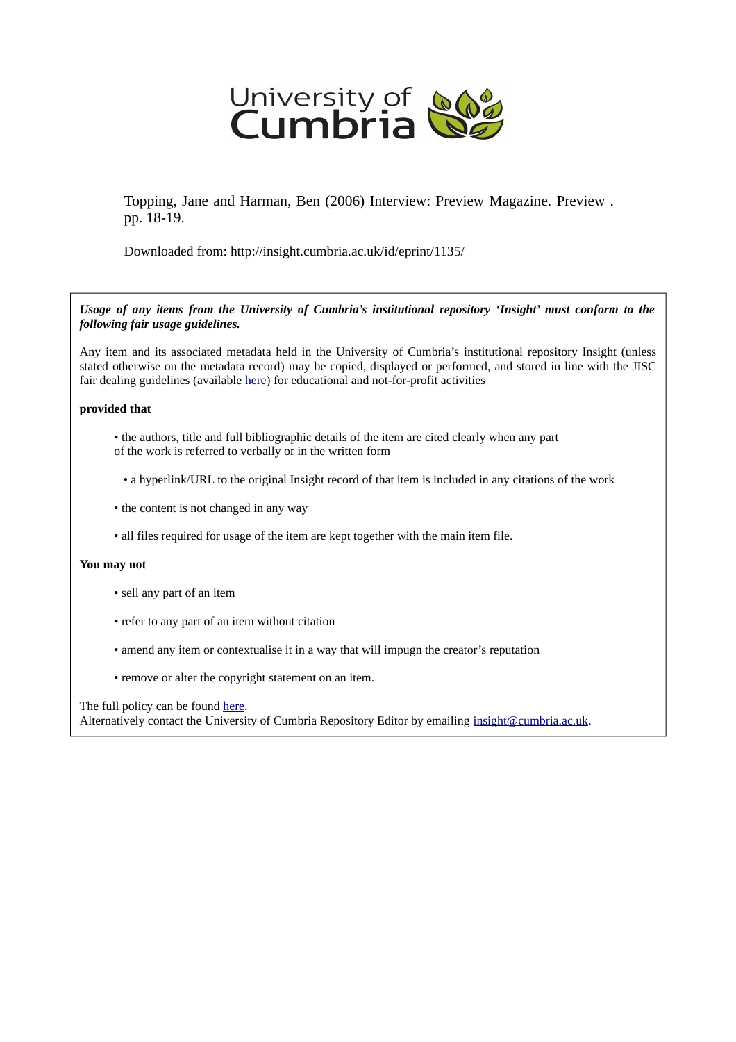University of Cumbria

Topping, Jane and Harman, Ben (2006) Interview: Preview Magazine. Preview . pp. 18-19.

Downloaded from: http://insight.cumbria.ac.uk/id/eprint/1135/

***Usage of any items from the University of Cumbria's institutional repository 'Insight' must conform to the following fair usage guidelines.***

Any item and its associated metadata held in the University of Cumbria's institutional repository Insight (unless stated otherwise on the metadata record) may be copied, displayed or performed, and stored in line with the JISC fair dealing guidelines (available here) for educational and not-for-profit activities

**provided that**

- the authors, title and full bibliographic details of the item are cited clearly when any part of the work is referred to verbally or in the written form
- a hyperlink/URL to the original Insight record of that item is included in any citations of the work
- the content is not changed in any way
- all files required for usage of the item are kept together with the main item file.

**You may not**

- sell any part of an item
- refer to any part of an item without citation
- amend any item or contextualise it in a way that will impugn the creator's reputation
- remove or alter the copyright statement on an item.

The full policy can be found here.
Alternatively contact the University of Cumbria Repository Editor by emailing insight@cumbria.ac.uk.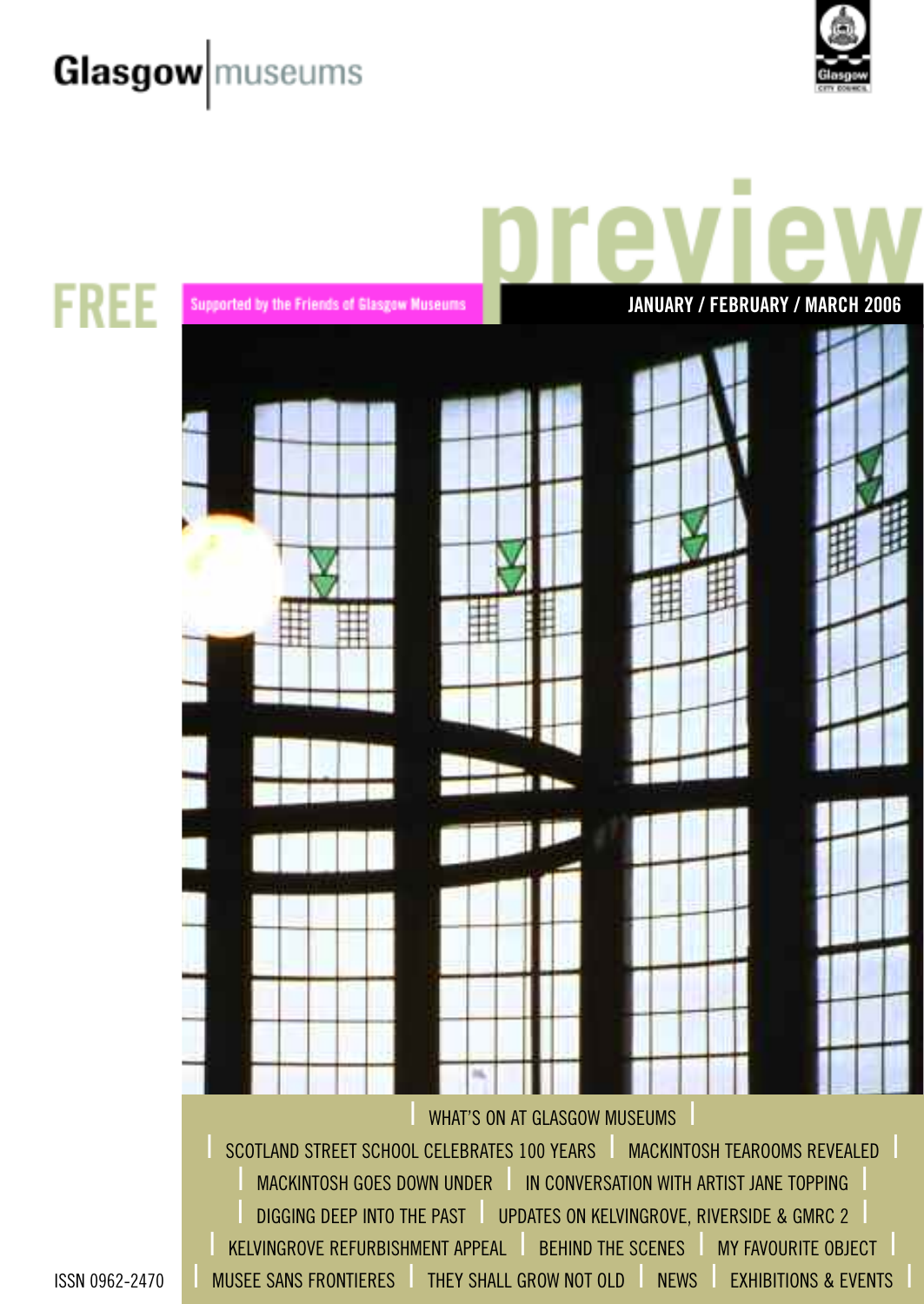Glasgow museums

# preview

FREE

Supported by the Friends of Glasgow Museums

JANUARY / FEBRUARY / MARCH 2006

WHAT'S ON AT GLASGOW MUSEUMS

SCOTLAND STREET SCHOOL CELEBRATES 100 YEARS | MACKINTOSH TEAROOMS REVEALED | MACKINTOSH GOES DOWN UNDER | IN CONVERSATION WITH ARTIST JANE TOPPING | DIGGING DEEP INTO THE PAST | UPDATES ON KELVINGROVE, RIVERSIDE & GMRC 2 | KELVINGROVE REFURBISHMENT APPEAL | BEHIND THE SCENES | MY FAVOURITE OBJECT | MUSEE SANS FRONTIERES | THEY SHALL GROW NOT OLD | NEWS | EXHIBITIONS & EVENTS

ISSN 0962-2470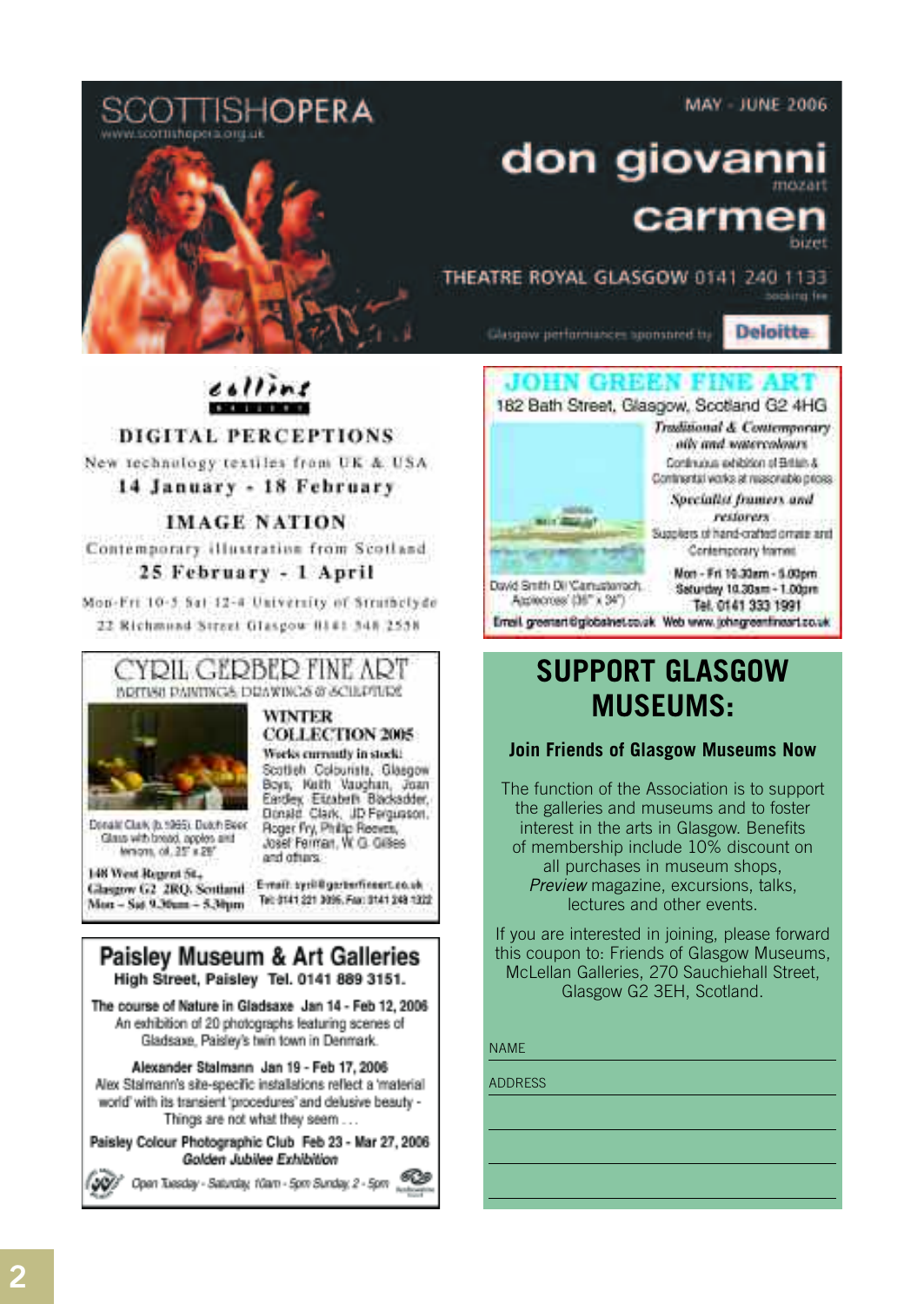# SCOTTISHOPERA

www.scottishopera.org.uk

MAY - JUNE 2006

**don giovanni**
mozart

**carmen**
bizet

THEATRE ROYAL GLASGOW 0141 240 1133
booking fee

Glasgow performances sponsored by **Deloitte.**

---

## collins gallery

**DIGITAL PERCEPTIONS**

New technology textiles from UK & USA

**14 January - 18 February**

**IMAGE NATION**

Contemporary illustration from Scotland

**25 February - 1 April**

Mon-Fri 10-5 Sat 12-4 University of Strathclyde
22 Richmond Street Glasgow 0141 548 2558

---

## JOHN GREEN FINE ART

182 Bath Street, Glasgow, Scotland G2 4HG

*Traditional & Contemporary oils and watercolours*

Continuous exhibition of British & Continental works at reasonable prices

*Specialist framers and restorers*

Suppliers of hand-crafted ornate and Contemporary frames

Mon - Fri 10.30am - 5.00pm
Saturday 10.30am - 1.00pm
Tel. 0141 333 1991

David Smith DI 'Carrustarrach. Approaches' (36" x 34")

Email greenart@globalnet.co.uk Web www.johngreenfineart.co.uk

---

## CYRIL GERBER FINE ART

BRITISH PAINTINGS DRAWINGS & SCULPTURE

**WINTER COLLECTION 2005**

**Works currently in stock:**
Scottish Colourists, Glasgow Boys, Keith Vaughan, Joan Eardley, Elizabeth Blackadder, Donald Clark, JD Fergusson, Roger Fry, Philip Reeves, Josef Ferman, W G Gillies and others.

Donald Clark (b.1965) Dutch Beer Glass with bread, apples and lemons, oil, 25" x 28"

**148 West Regent St., Glasgow G2 2RQ. Scotland**
**Mon – Sat 9.30am – 5.30pm**

E-mail: cyril@gerberfineart.co.uk
Tel: 0141 221 3095. Fax: 0141 248 1322

---

## Paisley Museum & Art Galleries

**High Street, Paisley Tel. 0141 889 3151.**

**The course of Nature in Gladsaxe Jan 14 - Feb 12, 2006**
An exhibition of 20 photographs featuring scenes of Gladsaxe, Paisley's twin town in Denmark.

**Alexander Stalmann Jan 19 - Feb 17, 2006**
Alex Stalmann's site-specific installations reflect a 'material world' with its transient 'procedures' and delusive beauty - Things are not what they seem . . .

**Paisley Colour Photographic Club Feb 23 - Mar 27, 2006**
***Golden Jubilee Exhibition***

*Open Tuesday - Saturday, 10am - 5pm Sunday, 2 - 5pm*

---

## SUPPORT GLASGOW MUSEUMS:

### Join Friends of Glasgow Museums Now

The function of the Association is to support the galleries and museums and to foster interest in the arts in Glasgow. Benefits of membership include 10% discount on all purchases in museum shops, *Preview* magazine, excursions, talks, lectures and other events.

If you are interested in joining, please forward this coupon to: Friends of Glasgow Museums, McLellan Galleries, 270 Sauchiehall Street, Glasgow G2 3EH, Scotland.

NAME

ADDRESS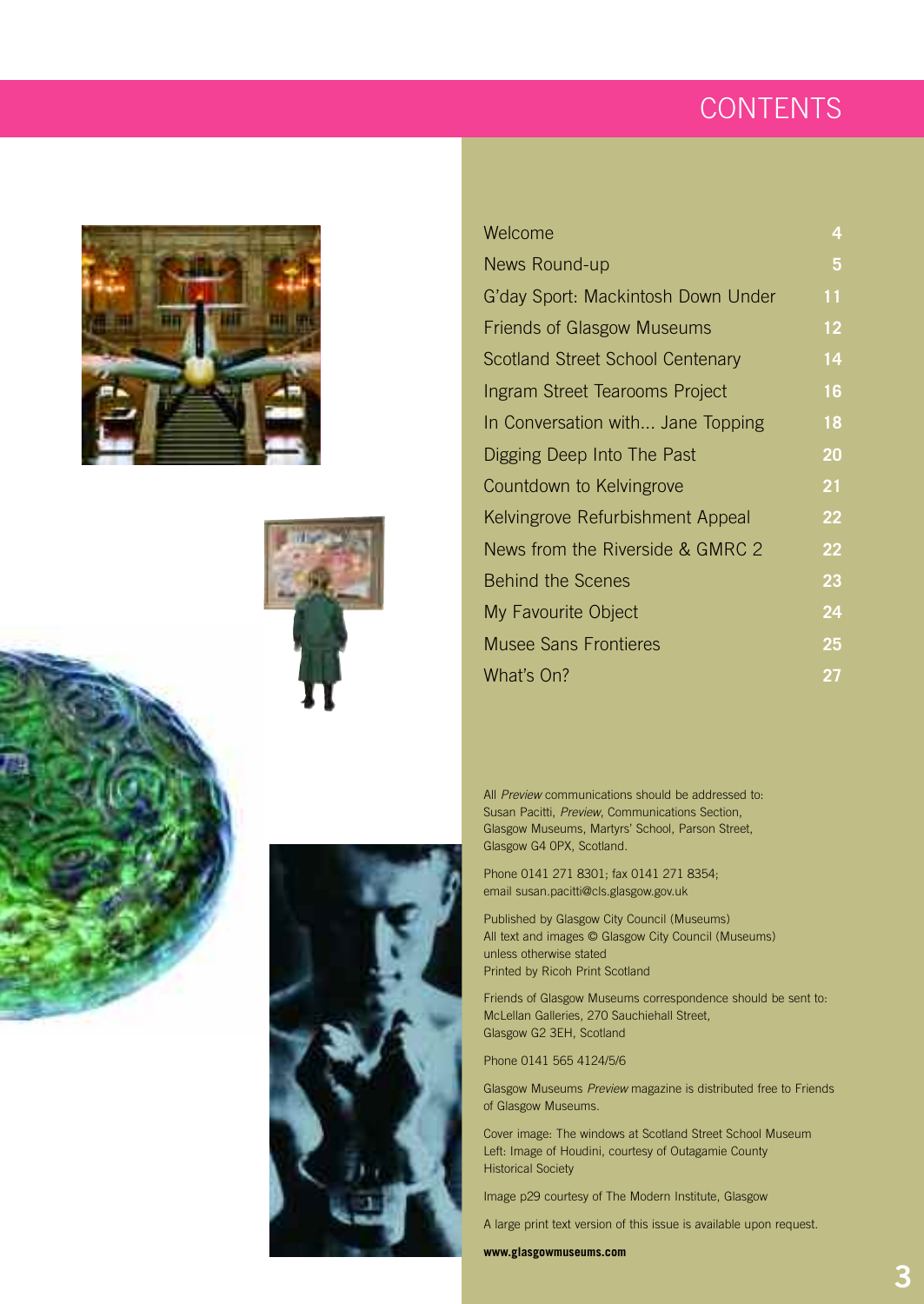# CONTENTS

| | |
|---|---|
| Welcome | 4 |
| News Round-up | 5 |
| G'day Sport: Mackintosh Down Under | 11 |
| Friends of Glasgow Museums | 12 |
| Scotland Street School Centenary | 14 |
| Ingram Street Tearooms Project | 16 |
| In Conversation with... Jane Topping | 18 |
| Digging Deep Into The Past | 20 |
| Countdown to Kelvingrove | 21 |
| Kelvingrove Refurbishment Appeal | 22 |
| News from the Riverside & GMRC 2 | 22 |
| Behind the Scenes | 23 |
| My Favourite Object | 24 |
| Musee Sans Frontieres | 25 |
| What's On? | 27 |

All *Preview* communications should be addressed to:
Susan Pacitti, *Preview*, Communications Section,
Glasgow Museums, Martyrs' School, Parson Street,
Glasgow G4 0PX, Scotland.

Phone 0141 271 8301; fax 0141 271 8354;
email susan.pacitti@cls.glasgow.gov.uk

Published by Glasgow City Council (Museums)
All text and images © Glasgow City Council (Museums)
unless otherwise stated
Printed by Ricoh Print Scotland

Friends of Glasgow Museums correspondence should be sent to:
McLellan Galleries, 270 Sauchiehall Street,
Glasgow G2 3EH, Scotland

Phone 0141 565 4124/5/6

Glasgow Museums *Preview* magazine is distributed free to Friends of Glasgow Museums.

Cover image: The windows at Scotland Street School Museum
Left: Image of Houdini, courtesy of Outagamie County Historical Society

Image p29 courtesy of The Modern Institute, Glasgow

A large print text version of this issue is available upon request.

**www.glasgowmuseums.com**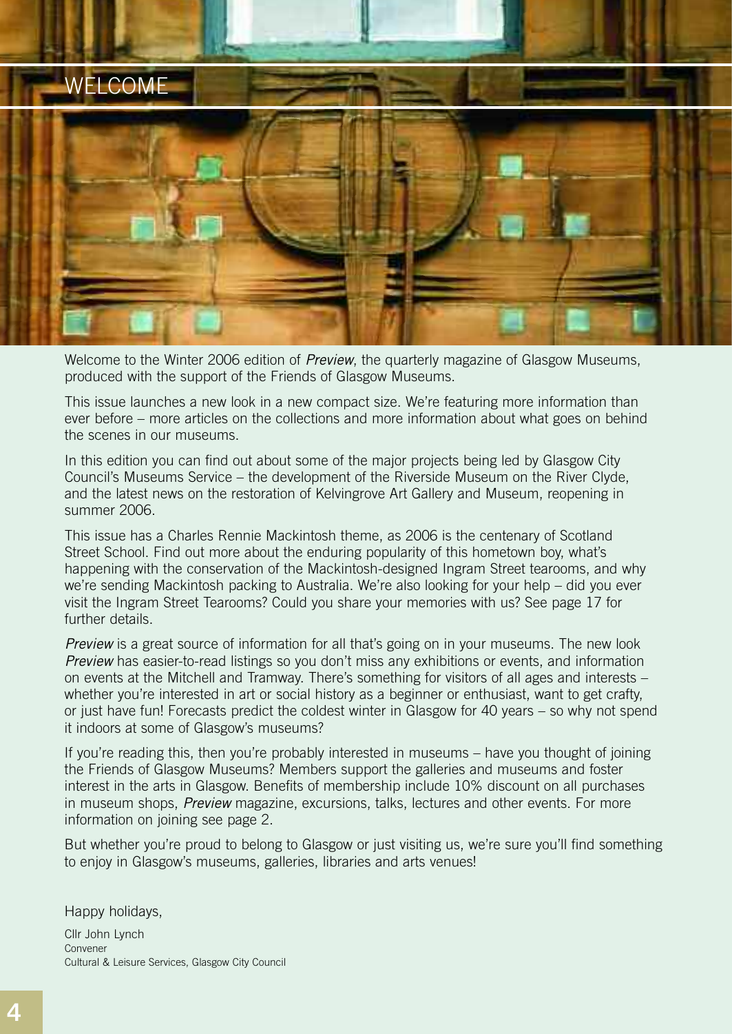# WELCOME

Welcome to the Winter 2006 edition of *Preview*, the quarterly magazine of Glasgow Museums, produced with the support of the Friends of Glasgow Museums.

This issue launches a new look in a new compact size. We're featuring more information than ever before – more articles on the collections and more information about what goes on behind the scenes in our museums.

In this edition you can find out about some of the major projects being led by Glasgow City Council's Museums Service – the development of the Riverside Museum on the River Clyde, and the latest news on the restoration of Kelvingrove Art Gallery and Museum, reopening in summer 2006.

This issue has a Charles Rennie Mackintosh theme, as 2006 is the centenary of Scotland Street School. Find out more about the enduring popularity of this hometown boy, what's happening with the conservation of the Mackintosh-designed Ingram Street tearooms, and why we're sending Mackintosh packing to Australia. We're also looking for your help – did you ever visit the Ingram Street Tearooms? Could you share your memories with us? See page 17 for further details.

*Preview* is a great source of information for all that's going on in your museums. The new look *Preview* has easier-to-read listings so you don't miss any exhibitions or events, and information on events at the Mitchell and Tramway. There's something for visitors of all ages and interests – whether you're interested in art or social history as a beginner or enthusiast, want to get crafty, or just have fun! Forecasts predict the coldest winter in Glasgow for 40 years – so why not spend it indoors at some of Glasgow's museums?

If you're reading this, then you're probably interested in museums – have you thought of joining the Friends of Glasgow Museums? Members support the galleries and museums and foster interest in the arts in Glasgow. Benefits of membership include 10% discount on all purchases in museum shops, *Preview* magazine, excursions, talks, lectures and other events. For more information on joining see page 2.

But whether you're proud to belong to Glasgow or just visiting us, we're sure you'll find something to enjoy in Glasgow's museums, galleries, libraries and arts venues!

Happy holidays,

Cllr John Lynch
Convener
Cultural & Leisure Services, Glasgow City Council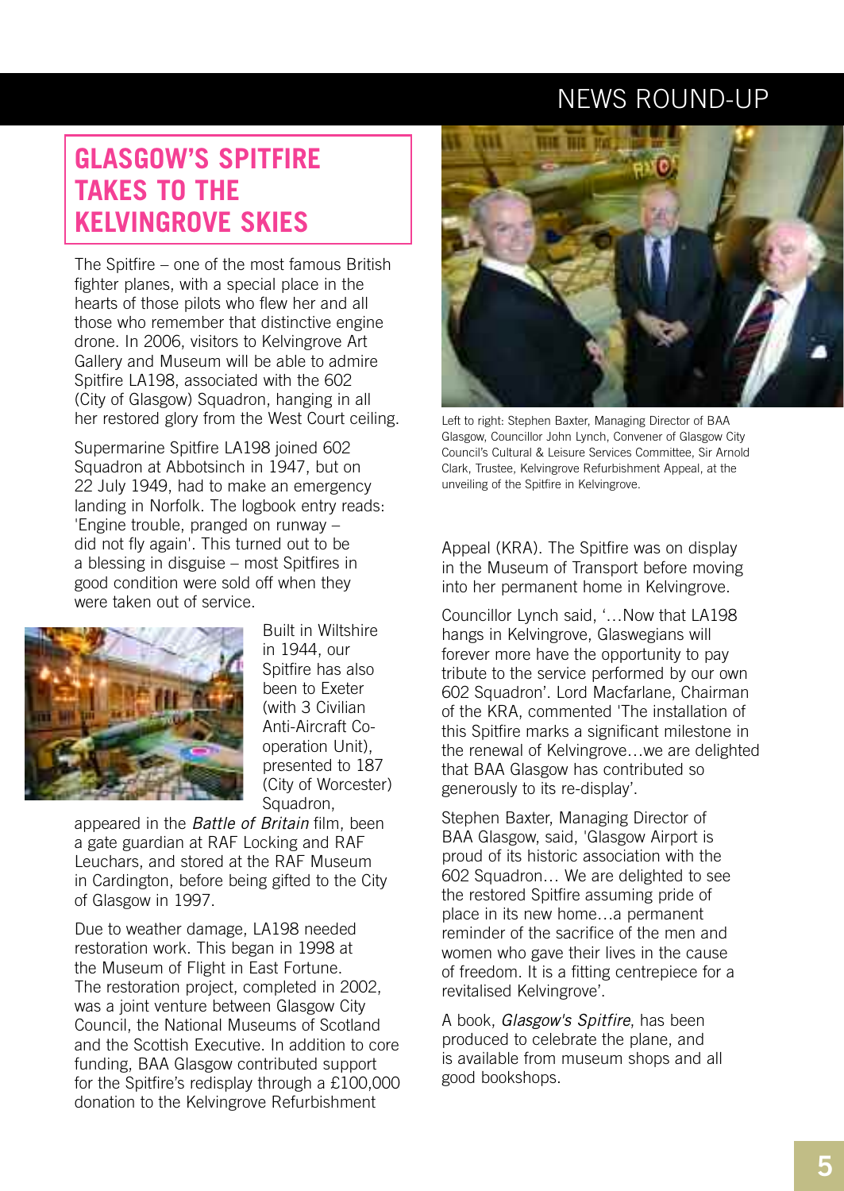# GLASGOW'S SPITFIRE TAKES TO THE KELVINGROVE SKIES

The Spitfire – one of the most famous British fighter planes, with a special place in the hearts of those pilots who flew her and all those who remember that distinctive engine drone. In 2006, visitors to Kelvingrove Art Gallery and Museum will be able to admire Spitfire LA198, associated with the 602 (City of Glasgow) Squadron, hanging in all her restored glory from the West Court ceiling.

Supermarine Spitfire LA198 joined 602 Squadron at Abbotsinch in 1947, but on 22 July 1949, had to make an emergency landing in Norfolk. The logbook entry reads: 'Engine trouble, pranged on runway – did not fly again'. This turned out to be a blessing in disguise – most Spitfires in good condition were sold off when they were taken out of service.

Built in Wiltshire in 1944, our Spitfire has also been to Exeter (with 3 Civilian Anti-Aircraft Co-operation Unit), presented to 187 (City of Worcester) Squadron, appeared in the *Battle of Britain* film, been a gate guardian at RAF Locking and RAF Leuchars, and stored at the RAF Museum in Cardington, before being gifted to the City of Glasgow in 1997.

Due to weather damage, LA198 needed restoration work. This began in 1998 at the Museum of Flight in East Fortune. The restoration project, completed in 2002, was a joint venture between Glasgow City Council, the National Museums of Scotland and the Scottish Executive. In addition to core funding, BAA Glasgow contributed support for the Spitfire's redisplay through a £100,000 donation to the Kelvingrove Refurbishment Appeal (KRA). The Spitfire was on display in the Museum of Transport before moving into her permanent home in Kelvingrove.

Left to right: Stephen Baxter, Managing Director of BAA Glasgow, Councillor John Lynch, Convener of Glasgow City Council's Cultural & Leisure Services Committee, Sir Arnold Clark, Trustee, Kelvingrove Refurbishment Appeal, at the unveiling of the Spitfire in Kelvingrove.

Councillor Lynch said, '…Now that LA198 hangs in Kelvingrove, Glaswegians will forever more have the opportunity to pay tribute to the service performed by our own 602 Squadron'. Lord Macfarlane, Chairman of the KRA, commented 'The installation of this Spitfire marks a significant milestone in the renewal of Kelvingrove…we are delighted that BAA Glasgow has contributed so generously to its re-display'.

Stephen Baxter, Managing Director of BAA Glasgow, said, 'Glasgow Airport is proud of its historic association with the 602 Squadron… We are delighted to see the restored Spitfire assuming pride of place in its new home…a permanent reminder of the sacrifice of the men and women who gave their lives in the cause of freedom. It is a fitting centrepiece for a revitalised Kelvingrove'.

A book, *Glasgow's Spitfire*, has been produced to celebrate the plane, and is available from museum shops and all good bookshops.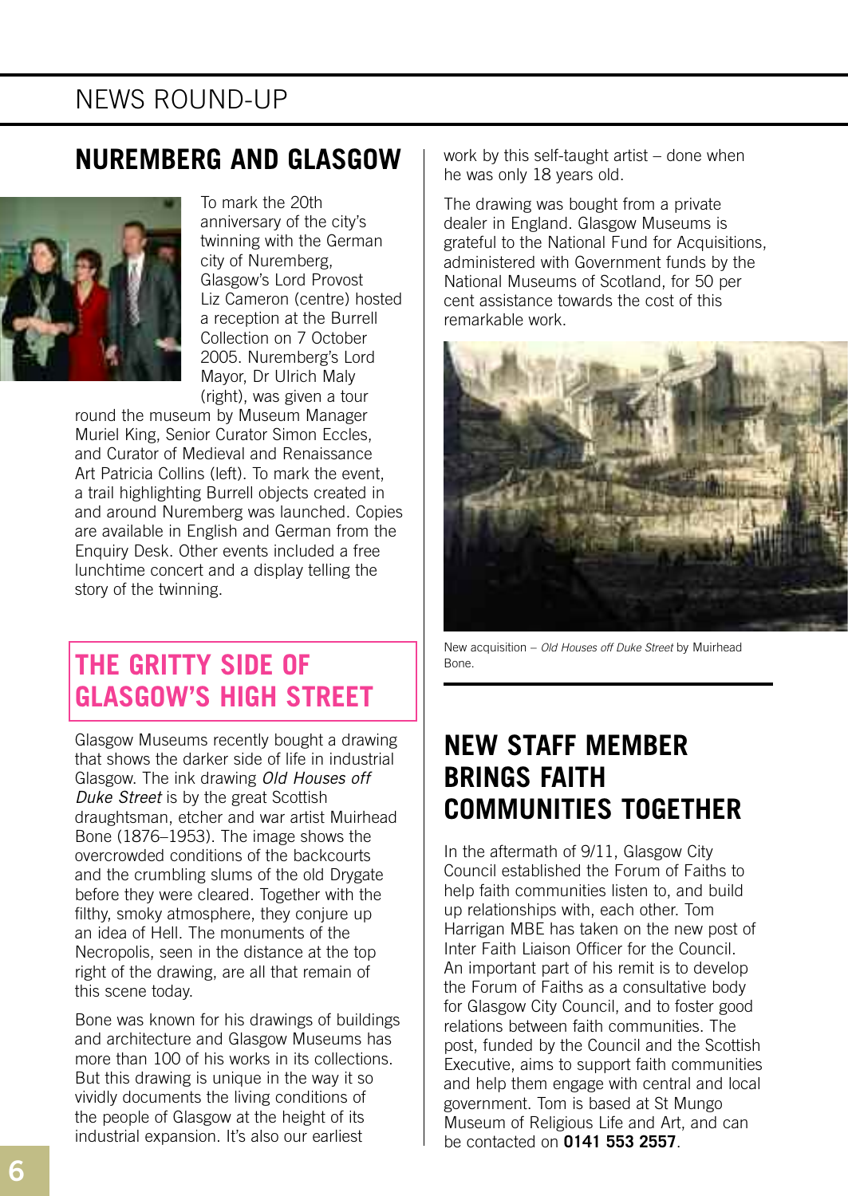## NUREMBERG AND GLASGOW

To mark the 20th anniversary of the city's twinning with the German city of Nuremberg, Glasgow's Lord Provost Liz Cameron (centre) hosted a reception at the Burrell Collection on 7 October 2005. Nuremberg's Lord Mayor, Dr Ulrich Maly (right), was given a tour round the museum by Museum Manager Muriel King, Senior Curator Simon Eccles, and Curator of Medieval and Renaissance Art Patricia Collins (left). To mark the event, a trail highlighting Burrell objects created in and around Nuremberg was launched. Copies are available in English and German from the Enquiry Desk. Other events included a free lunchtime concert and a display telling the story of the twinning.

## THE GRITTY SIDE OF GLASGOW'S HIGH STREET

Glasgow Museums recently bought a drawing that shows the darker side of life in industrial Glasgow. The ink drawing *Old Houses off Duke Street* is by the great Scottish draughtsman, etcher and war artist Muirhead Bone (1876–1953). The image shows the overcrowded conditions of the backcourts and the crumbling slums of the old Drygate before they were cleared. Together with the filthy, smoky atmosphere, they conjure up an idea of Hell. The monuments of the Necropolis, seen in the distance at the top right of the drawing, are all that remain of this scene today.

Bone was known for his drawings of buildings and architecture and Glasgow Museums has more than 100 of his works in its collections. But this drawing is unique in the way it so vividly documents the living conditions of the people of Glasgow at the height of its industrial expansion. It's also our earliest work by this self-taught artist – done when he was only 18 years old.

The drawing was bought from a private dealer in England. Glasgow Museums is grateful to the National Fund for Acquisitions, administered with Government funds by the National Museums of Scotland, for 50 per cent assistance towards the cost of this remarkable work.

New acquisition – *Old Houses off Duke Street* by Muirhead Bone.

## NEW STAFF MEMBER BRINGS FAITH COMMUNITIES TOGETHER

In the aftermath of 9/11, Glasgow City Council established the Forum of Faiths to help faith communities listen to, and build up relationships with, each other. Tom Harrigan MBE has taken on the new post of Inter Faith Liaison Officer for the Council. An important part of his remit is to develop the Forum of Faiths as a consultative body for Glasgow City Council, and to foster good relations between faith communities. The post, funded by the Council and the Scottish Executive, aims to support faith communities and help them engage with central and local government. Tom is based at St Mungo Museum of Religious Life and Art, and can be contacted on **0141 553 2557**.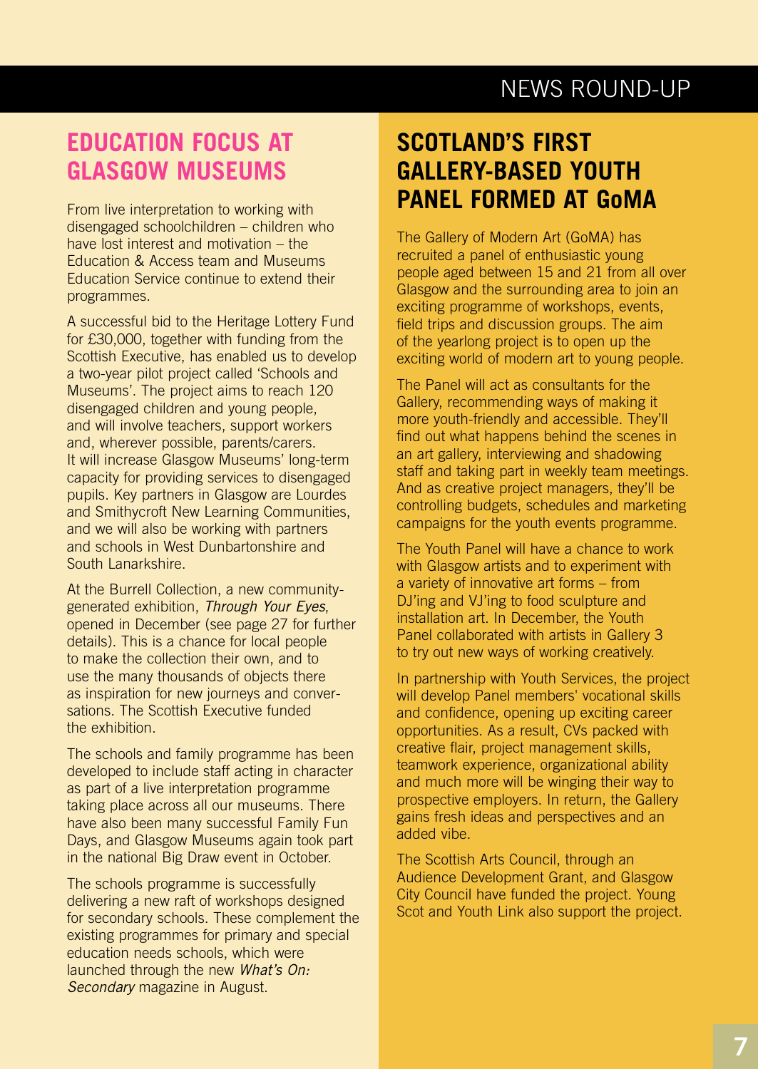## EDUCATION FOCUS AT GLASGOW MUSEUMS

From live interpretation to working with disengaged schoolchildren – children who have lost interest and motivation – the Education & Access team and Museums Education Service continue to extend their programmes.

A successful bid to the Heritage Lottery Fund for £30,000, together with funding from the Scottish Executive, has enabled us to develop a two-year pilot project called 'Schools and Museums'. The project aims to reach 120 disengaged children and young people, and will involve teachers, support workers and, wherever possible, parents/carers. It will increase Glasgow Museums' long-term capacity for providing services to disengaged pupils. Key partners in Glasgow are Lourdes and Smithycroft New Learning Communities, and we will also be working with partners and schools in West Dunbartonshire and South Lanarkshire.

At the Burrell Collection, a new community-generated exhibition, *Through Your Eyes*, opened in December (see page 27 for further details). This is a chance for local people to make the collection their own, and to use the many thousands of objects there as inspiration for new journeys and conversations. The Scottish Executive funded the exhibition.

The schools and family programme has been developed to include staff acting in character as part of a live interpretation programme taking place across all our museums. There have also been many successful Family Fun Days, and Glasgow Museums again took part in the national Big Draw event in October.

The schools programme is successfully delivering a new raft of workshops designed for secondary schools. These complement the existing programmes for primary and special education needs schools, which were launched through the new *What's On: Secondary* magazine in August.

## SCOTLAND'S FIRST GALLERY-BASED YOUTH PANEL FORMED AT GoMA

The Gallery of Modern Art (GoMA) has recruited a panel of enthusiastic young people aged between 15 and 21 from all over Glasgow and the surrounding area to join an exciting programme of workshops, events, field trips and discussion groups. The aim of the yearlong project is to open up the exciting world of modern art to young people.

The Panel will act as consultants for the Gallery, recommending ways of making it more youth-friendly and accessible. They'll find out what happens behind the scenes in an art gallery, interviewing and shadowing staff and taking part in weekly team meetings. And as creative project managers, they'll be controlling budgets, schedules and marketing campaigns for the youth events programme.

The Youth Panel will have a chance to work with Glasgow artists and to experiment with a variety of innovative art forms – from DJ'ing and VJ'ing to food sculpture and installation art. In December, the Youth Panel collaborated with artists in Gallery 3 to try out new ways of working creatively.

In partnership with Youth Services, the project will develop Panel members' vocational skills and confidence, opening up exciting career opportunities. As a result, CVs packed with creative flair, project management skills, teamwork experience, organizational ability and much more will be winging their way to prospective employers. In return, the Gallery gains fresh ideas and perspectives and an added vibe.

The Scottish Arts Council, through an Audience Development Grant, and Glasgow City Council have funded the project. Young Scot and Youth Link also support the project.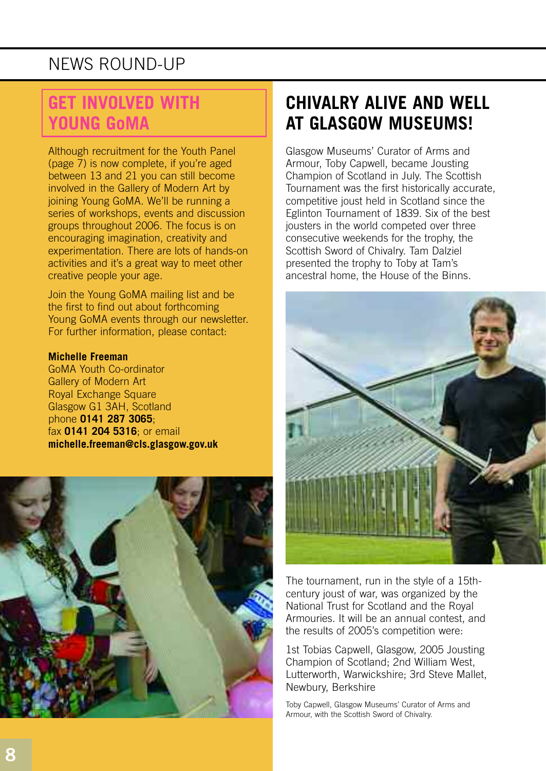# GET INVOLVED WITH YOUNG GoMA

Although recruitment for the Youth Panel (page 7) is now complete, if you're aged between 13 and 21 you can still become involved in the Gallery of Modern Art by joining Young GoMA. We'll be running a series of workshops, events and discussion groups throughout 2006. The focus is on encouraging imagination, creativity and experimentation. There are lots of hands-on activities and it's a great way to meet other creative people your age.

Join the Young GoMA mailing list and be the first to find out about forthcoming Young GoMA events through our newsletter. For further information, please contact:

**Michelle Freeman**
GoMA Youth Co-ordinator
Gallery of Modern Art
Royal Exchange Square
Glasgow G1 3AH, Scotland
phone **0141 287 3065**;
fax **0141 204 5316**; or email
**michelle.freeman@cls.glasgow.gov.uk**

# CHIVALRY ALIVE AND WELL AT GLASGOW MUSEUMS!

Glasgow Museums' Curator of Arms and Armour, Toby Capwell, became Jousting Champion of Scotland in July. The Scottish Tournament was the first historically accurate, competitive joust held in Scotland since the Eglinton Tournament of 1839. Six of the best jousters in the world competed over three consecutive weekends for the trophy, the Scottish Sword of Chivalry. Tam Dalziel presented the trophy to Toby at Tam's ancestral home, the House of the Binns.

The tournament, run in the style of a 15th-century joust of war, was organized by the National Trust for Scotland and the Royal Armouries. It will be an annual contest, and the results of 2005's competition were:

1st Tobias Capwell, Glasgow, 2005 Jousting Champion of Scotland; 2nd William West, Lutterworth, Warwickshire; 3rd Steve Mallet, Newbury, Berkshire

Toby Capwell, Glasgow Museums' Curator of Arms and Armour, with the Scottish Sword of Chivalry.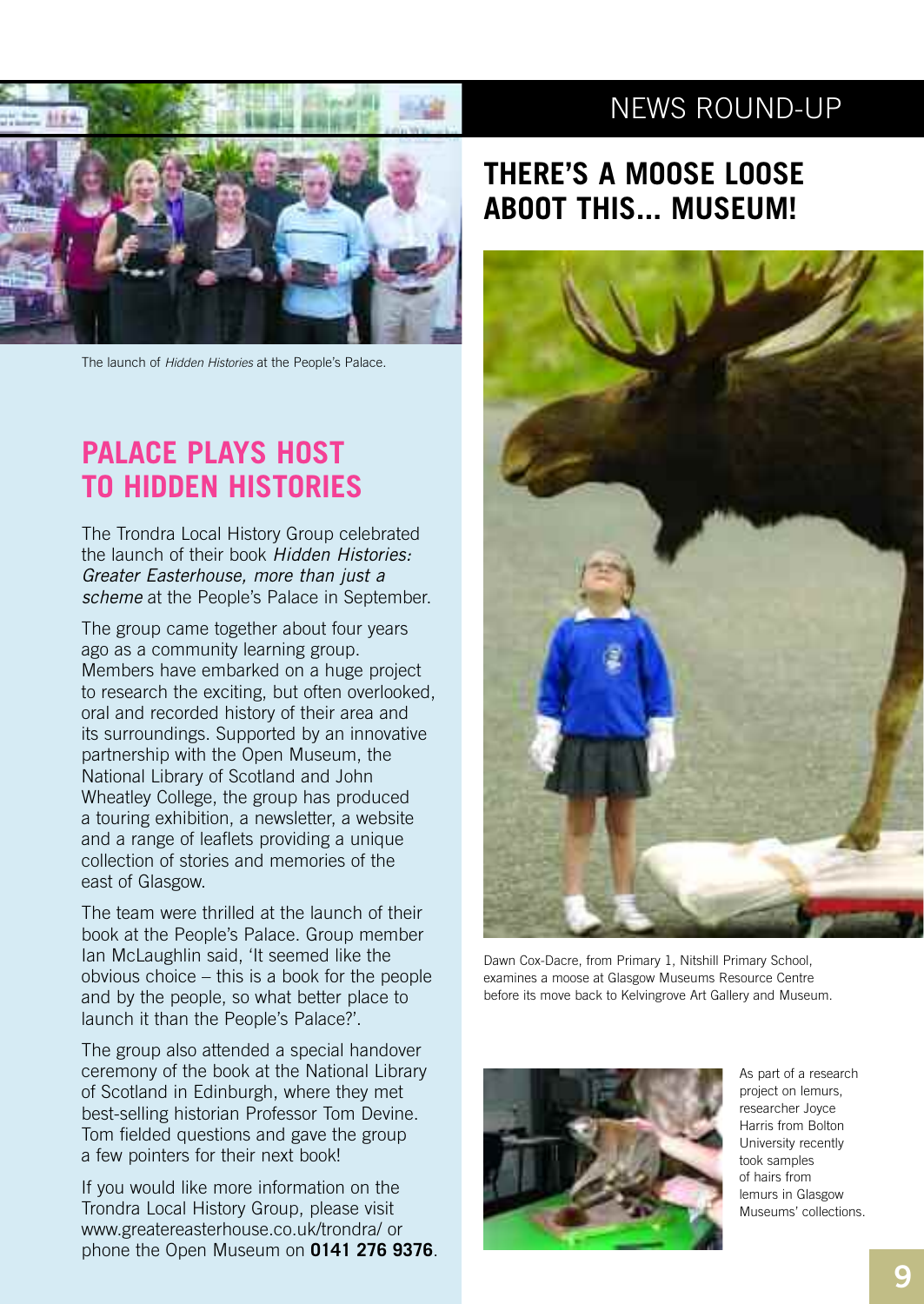The launch of *Hidden Histories* at the People's Palace.

## PALACE PLAYS HOST TO HIDDEN HISTORIES

The Trondra Local History Group celebrated the launch of their book *Hidden Histories: Greater Easterhouse, more than just a scheme* at the People's Palace in September.

The group came together about four years ago as a community learning group. Members have embarked on a huge project to research the exciting, but often overlooked, oral and recorded history of their area and its surroundings. Supported by an innovative partnership with the Open Museum, the National Library of Scotland and John Wheatley College, the group has produced a touring exhibition, a newsletter, a website and a range of leaflets providing a unique collection of stories and memories of the east of Glasgow.

The team were thrilled at the launch of their book at the People's Palace. Group member Ian McLaughlin said, 'It seemed like the obvious choice – this is a book for the people and by the people, so what better place to launch it than the People's Palace?'.

The group also attended a special handover ceremony of the book at the National Library of Scotland in Edinburgh, where they met best-selling historian Professor Tom Devine. Tom fielded questions and gave the group a few pointers for their next book!

If you would like more information on the Trondra Local History Group, please visit www.greatereasterhouse.co.uk/trondra/ or phone the Open Museum on **0141 276 9376**.

# NEWS ROUND-UP

## THERE'S A MOOSE LOOSE ABOOT THIS... MUSEUM!

Dawn Cox-Dacre, from Primary 1, Nitshill Primary School, examines a moose at Glasgow Museums Resource Centre before its move back to Kelvingrove Art Gallery and Museum.

As part of a research project on lemurs, researcher Joyce Harris from Bolton University recently took samples of hairs from lemurs in Glasgow Museums' collections.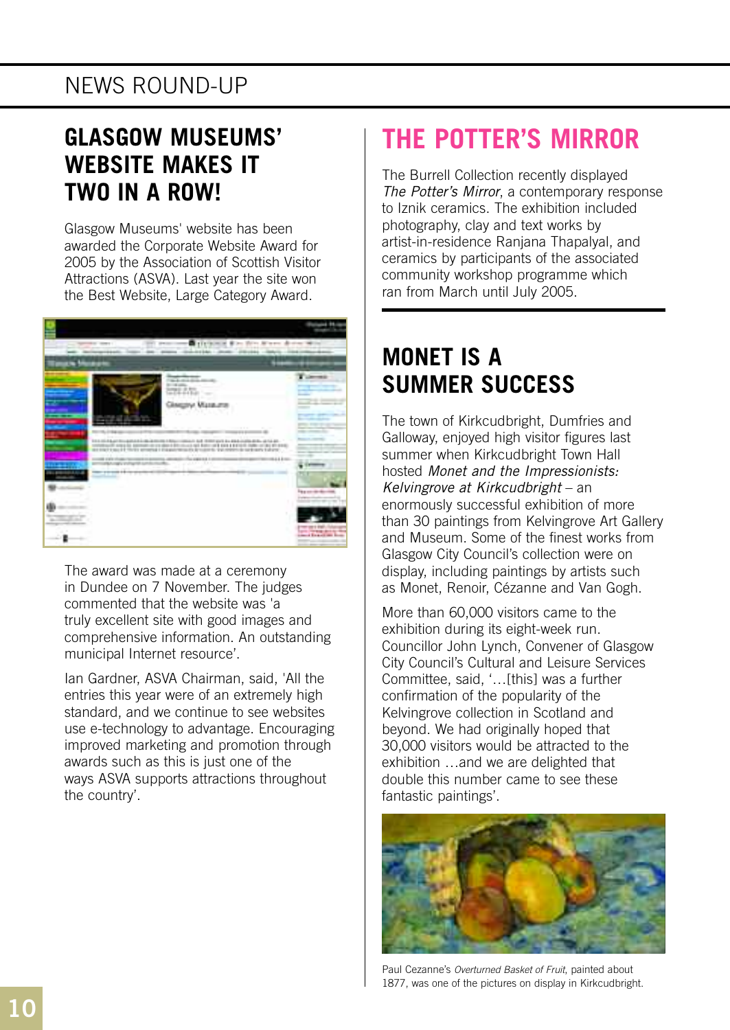NEWS ROUND-UP

## GLASGOW MUSEUMS' WEBSITE MAKES IT TWO IN A ROW!

Glasgow Museums' website has been awarded the Corporate Website Award for 2005 by the Association of Scottish Visitor Attractions (ASVA). Last year the site won the Best Website, Large Category Award.

The award was made at a ceremony in Dundee on 7 November. The judges commented that the website was 'a truly excellent site with good images and comprehensive information. An outstanding municipal Internet resource'.

Ian Gardner, ASVA Chairman, said, 'All the entries this year were of an extremely high standard, and we continue to see websites use e-technology to advantage. Encouraging improved marketing and promotion through awards such as this is just one of the ways ASVA supports attractions throughout the country'.

## THE POTTER'S MIRROR

The Burrell Collection recently displayed *The Potter's Mirror*, a contemporary response to Iznik ceramics. The exhibition included photography, clay and text works by artist-in-residence Ranjana Thapalyal, and ceramics by participants of the associated community workshop programme which ran from March until July 2005.

## MONET IS A SUMMER SUCCESS

The town of Kirkcudbright, Dumfries and Galloway, enjoyed high visitor figures last summer when Kirkcudbright Town Hall hosted *Monet and the Impressionists: Kelvingrove at Kirkcudbright* – an enormously successful exhibition of more than 30 paintings from Kelvingrove Art Gallery and Museum. Some of the finest works from Glasgow City Council's collection were on display, including paintings by artists such as Monet, Renoir, Cézanne and Van Gogh.

More than 60,000 visitors came to the exhibition during its eight-week run. Councillor John Lynch, Convener of Glasgow City Council's Cultural and Leisure Services Committee, said, '…[this] was a further confirmation of the popularity of the Kelvingrove collection in Scotland and beyond. We had originally hoped that 30,000 visitors would be attracted to the exhibition …and we are delighted that double this number came to see these fantastic paintings'.

Paul Cezanne's *Overturned Basket of Fruit*, painted about 1877, was one of the pictures on display in Kirkcudbright.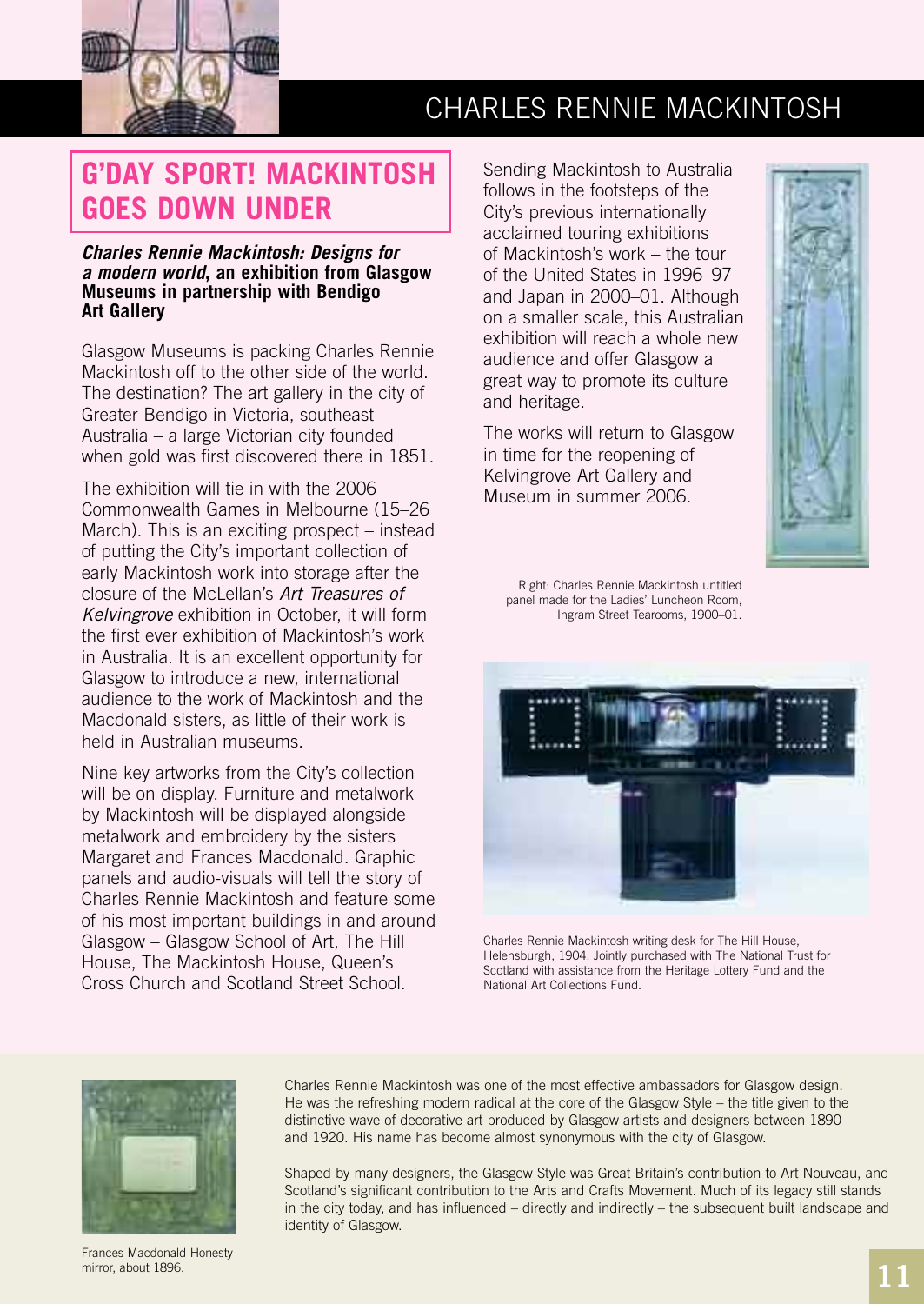## G'DAY SPORT! MACKINTOSH GOES DOWN UNDER

***Charles Rennie Mackintosh: Designs for a modern world*, an exhibition from Glasgow Museums in partnership with Bendigo Art Gallery**

Glasgow Museums is packing Charles Rennie Mackintosh off to the other side of the world. The destination? The art gallery in the city of Greater Bendigo in Victoria, southeast Australia – a large Victorian city founded when gold was first discovered there in 1851.

The exhibition will tie in with the 2006 Commonwealth Games in Melbourne (15–26 March). This is an exciting prospect – instead of putting the City's important collection of early Mackintosh work into storage after the closure of the McLellan's *Art Treasures of Kelvingrove* exhibition in October, it will form the first ever exhibition of Mackintosh's work in Australia. It is an excellent opportunity for Glasgow to introduce a new, international audience to the work of Mackintosh and the Macdonald sisters, as little of their work is held in Australian museums.

Nine key artworks from the City's collection will be on display. Furniture and metalwork by Mackintosh will be displayed alongside metalwork and embroidery by the sisters Margaret and Frances Macdonald. Graphic panels and audio-visuals will tell the story of Charles Rennie Mackintosh and feature some of his most important buildings in and around Glasgow – Glasgow School of Art, The Hill House, The Mackintosh House, Queen's Cross Church and Scotland Street School.

Sending Mackintosh to Australia follows in the footsteps of the City's previous internationally acclaimed touring exhibitions of Mackintosh's work – the tour of the United States in 1996–97 and Japan in 2000–01. Although on a smaller scale, this Australian exhibition will reach a whole new audience and offer Glasgow a great way to promote its culture and heritage.

The works will return to Glasgow in time for the reopening of Kelvingrove Art Gallery and Museum in summer 2006.

Right: Charles Rennie Mackintosh untitled panel made for the Ladies' Luncheon Room, Ingram Street Tearooms, 1900–01.

Charles Rennie Mackintosh writing desk for The Hill House, Helensburgh, 1904. Jointly purchased with The National Trust for Scotland with assistance from the Heritage Lottery Fund and the National Art Collections Fund.

Charles Rennie Mackintosh was one of the most effective ambassadors for Glasgow design. He was the refreshing modern radical at the core of the Glasgow Style – the title given to the distinctive wave of decorative art produced by Glasgow artists and designers between 1890 and 1920. His name has become almost synonymous with the city of Glasgow.

Shaped by many designers, the Glasgow Style was Great Britain's contribution to Art Nouveau, and Scotland's significant contribution to the Arts and Crafts Movement. Much of its legacy still stands in the city today, and has influenced – directly and indirectly – the subsequent built landscape and identity of Glasgow.

Frances Macdonald Honesty mirror, about 1896.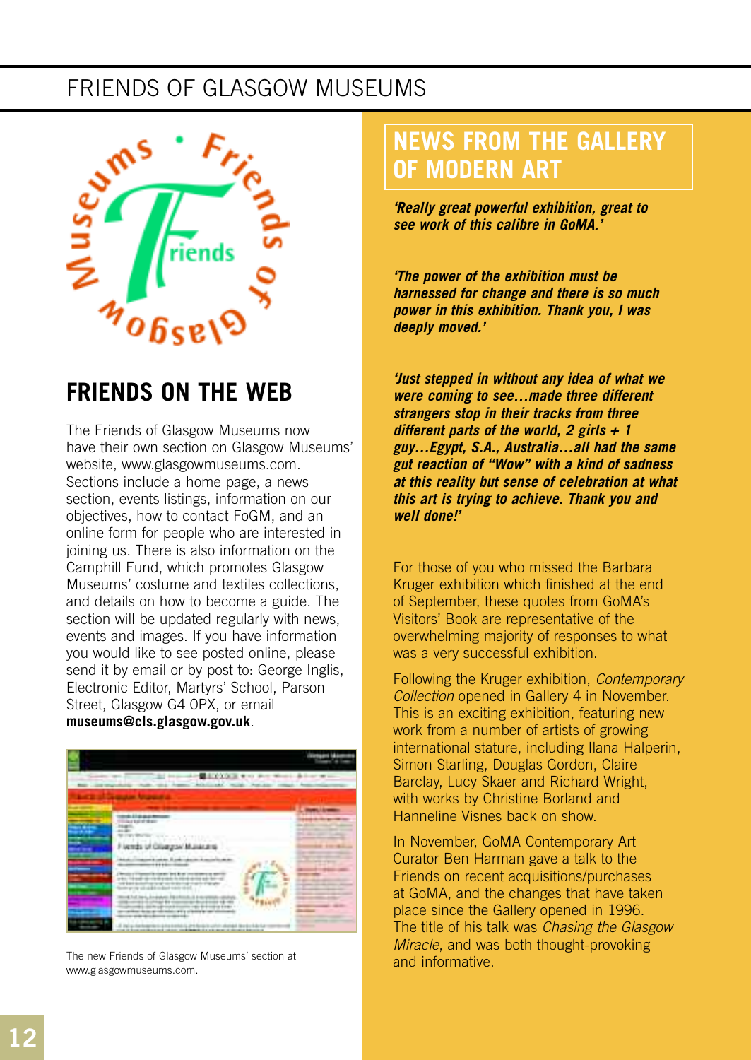# FRIENDS OF GLASGOW MUSEUMS

## FRIENDS ON THE WEB

The Friends of Glasgow Museums now have their own section on Glasgow Museums' website, www.glasgowmuseums.com. Sections include a home page, a news section, events listings, information on our objectives, how to contact FoGM, and an online form for people who are interested in joining us. There is also information on the Camphill Fund, which promotes Glasgow Museums' costume and textiles collections, and details on how to become a guide. The section will be updated regularly with news, events and images. If you have information you would like to see posted online, please send it by email or by post to: George Inglis, Electronic Editor, Martyrs' School, Parson Street, Glasgow G4 0PX, or email **museums@cls.glasgow.gov.uk**.

The new Friends of Glasgow Museums' section at www.glasgowmuseums.com.

## NEWS FROM THE GALLERY OF MODERN ART

***'Really great powerful exhibition, great to see work of this calibre in GoMA.'***

***'The power of the exhibition must be harnessed for change and there is so much power in this exhibition. Thank you, I was deeply moved.'***

***'Just stepped in without any idea of what we were coming to see…made three different strangers stop in their tracks from three different parts of the world, 2 girls + 1 guy…Egypt, S.A., Australia…all had the same gut reaction of "Wow" with a kind of sadness at this reality but sense of celebration at what this art is trying to achieve. Thank you and well done!'***

For those of you who missed the Barbara Kruger exhibition which finished at the end of September, these quotes from GoMA's Visitors' Book are representative of the overwhelming majority of responses to what was a very successful exhibition.

Following the Kruger exhibition, *Contemporary Collection* opened in Gallery 4 in November. This is an exciting exhibition, featuring new work from a number of artists of growing international stature, including Ilana Halperin, Simon Starling, Douglas Gordon, Claire Barclay, Lucy Skaer and Richard Wright, with works by Christine Borland and Hanneline Visnes back on show.

In November, GoMA Contemporary Art Curator Ben Harman gave a talk to the Friends on recent acquisitions/purchases at GoMA, and the changes that have taken place since the Gallery opened in 1996. The title of his talk was *Chasing the Glasgow Miracle*, and was both thought-provoking and informative.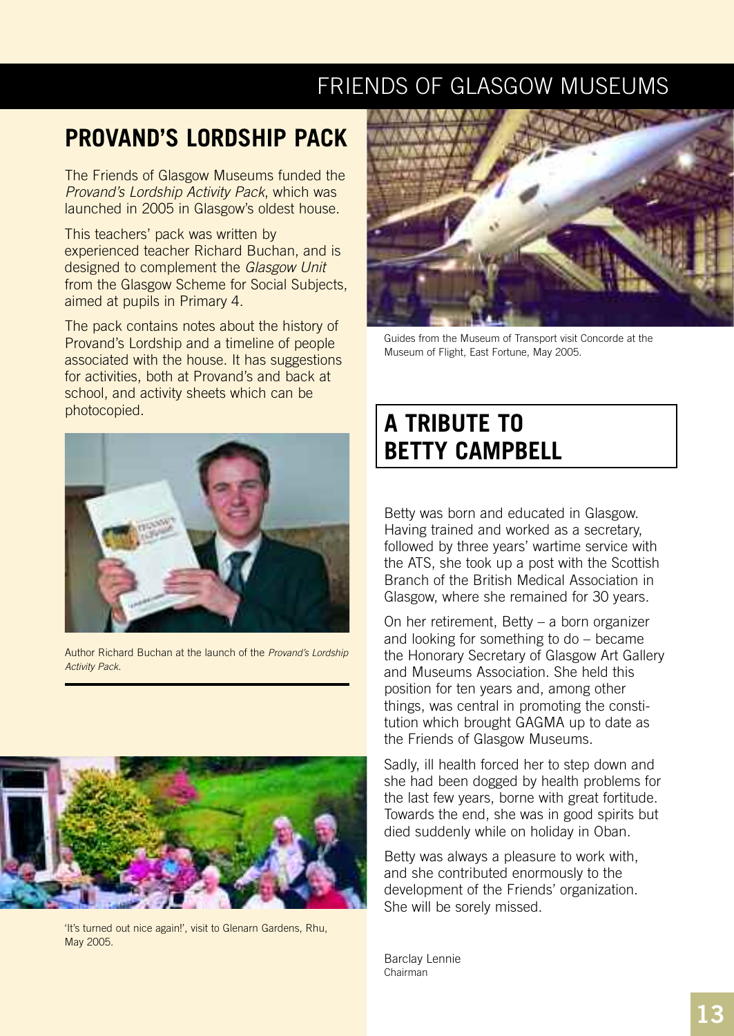## PROVAND'S LORDSHIP PACK

The Friends of Glasgow Museums funded the *Provand's Lordship Activity Pack*, which was launched in 2005 in Glasgow's oldest house.

This teachers' pack was written by experienced teacher Richard Buchan, and is designed to complement the *Glasgow Unit* from the Glasgow Scheme for Social Subjects, aimed at pupils in Primary 4.

The pack contains notes about the history of Provand's Lordship and a timeline of people associated with the house. It has suggestions for activities, both at Provand's and back at school, and activity sheets which can be photocopied.

Author Richard Buchan at the launch of the *Provand's Lordship Activity Pack*.

'It's turned out nice again!', visit to Glenarn Gardens, Rhu, May 2005.

Guides from the Museum of Transport visit Concorde at the Museum of Flight, East Fortune, May 2005.

## A TRIBUTE TO BETTY CAMPBELL

Betty was born and educated in Glasgow. Having trained and worked as a secretary, followed by three years' wartime service with the ATS, she took up a post with the Scottish Branch of the British Medical Association in Glasgow, where she remained for 30 years.

On her retirement, Betty – a born organizer and looking for something to do – became the Honorary Secretary of Glasgow Art Gallery and Museums Association. She held this position for ten years and, among other things, was central in promoting the constitution which brought GAGMA up to date as the Friends of Glasgow Museums.

Sadly, ill health forced her to step down and she had been dogged by health problems for the last few years, borne with great fortitude. Towards the end, she was in good spirits but died suddenly while on holiday in Oban.

Betty was always a pleasure to work with, and she contributed enormously to the development of the Friends' organization. She will be sorely missed.

Barclay Lennie
Chairman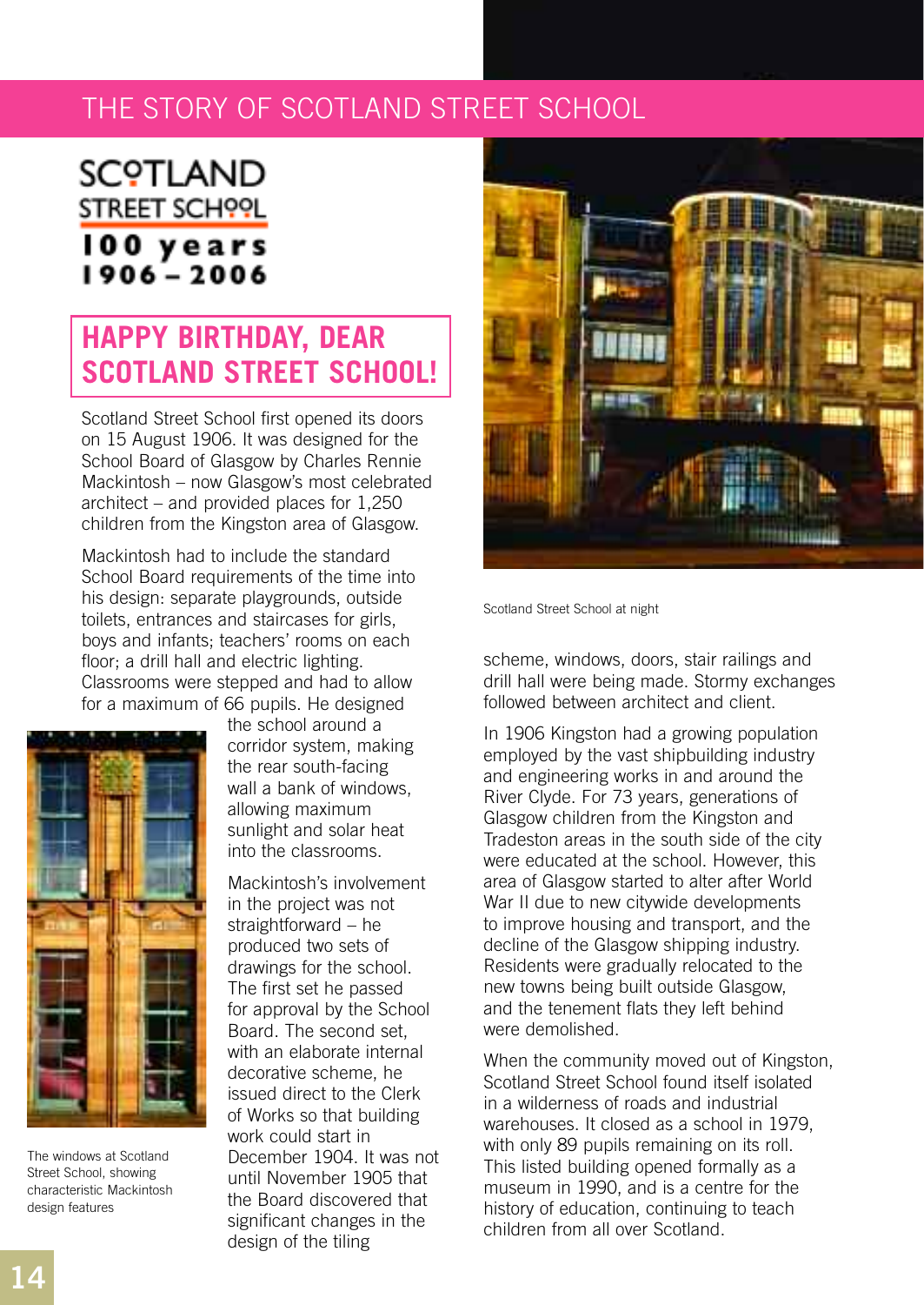SCOTLAND STREET SCHOOL

**100 years 1906 – 2006**

## HAPPY BIRTHDAY, DEAR SCOTLAND STREET SCHOOL!

Scotland Street School first opened its doors on 15 August 1906. It was designed for the School Board of Glasgow by Charles Rennie Mackintosh – now Glasgow's most celebrated architect – and provided places for 1,250 children from the Kingston area of Glasgow.

Mackintosh had to include the standard School Board requirements of the time into his design: separate playgrounds, outside toilets, entrances and staircases for girls, boys and infants; teachers' rooms on each floor; a drill hall and electric lighting. Classrooms were stepped and had to allow for a maximum of 66 pupils. He designed the school around a corridor system, making the rear south-facing wall a bank of windows, allowing maximum sunlight and solar heat into the classrooms.

The windows at Scotland Street School, showing characteristic Mackintosh design features

Mackintosh's involvement in the project was not straightforward – he produced two sets of drawings for the school. The first set he passed for approval by the School Board. The second set, with an elaborate internal decorative scheme, he issued direct to the Clerk of Works so that building work could start in December 1904. It was not until November 1905 that the Board discovered that significant changes in the design of the tiling scheme, windows, doors, stair railings and drill hall were being made. Stormy exchanges followed between architect and client.

Scotland Street School at night

In 1906 Kingston had a growing population employed by the vast shipbuilding industry and engineering works in and around the River Clyde. For 73 years, generations of Glasgow children from the Kingston and Tradeston areas in the south side of the city were educated at the school. However, this area of Glasgow started to alter after World War II due to new citywide developments to improve housing and transport, and the decline of the Glasgow shipping industry. Residents were gradually relocated to the new towns being built outside Glasgow, and the tenement flats they left behind were demolished.

When the community moved out of Kingston, Scotland Street School found itself isolated in a wilderness of roads and industrial warehouses. It closed as a school in 1979, with only 89 pupils remaining on its roll. This listed building opened formally as a museum in 1990, and is a centre for the history of education, continuing to teach children from all over Scotland.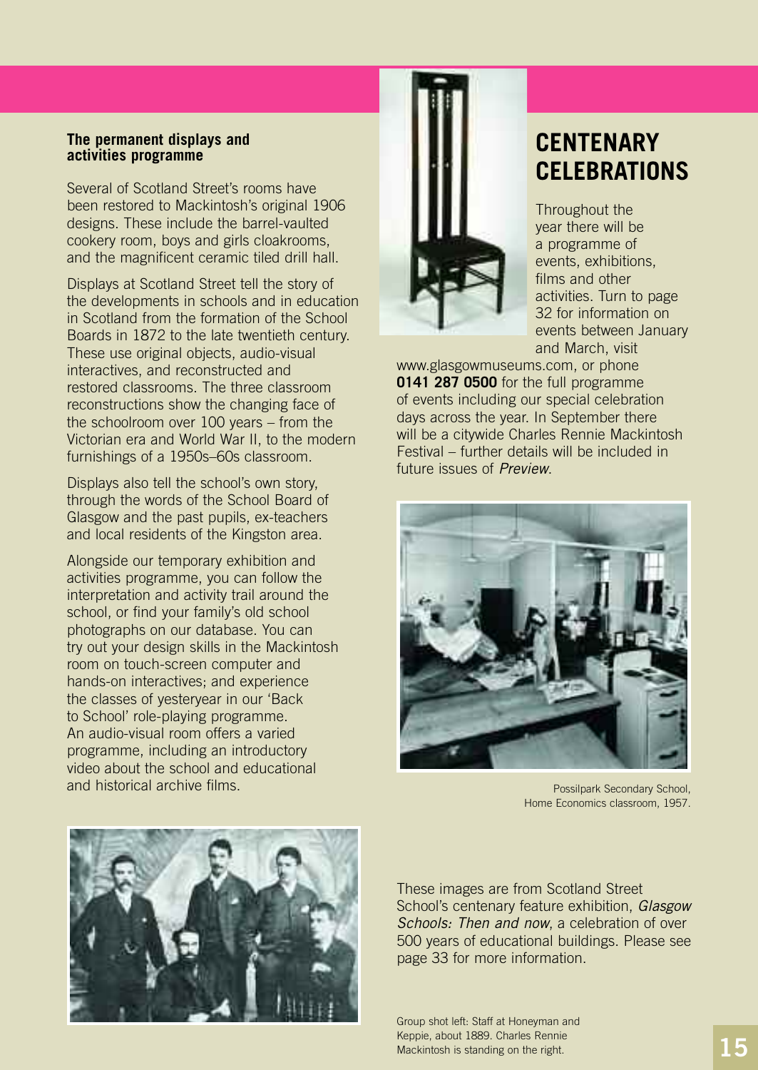### The permanent displays and activities programme

Several of Scotland Street's rooms have been restored to Mackintosh's original 1906 designs. These include the barrel-vaulted cookery room, boys and girls cloakrooms, and the magnificent ceramic tiled drill hall.

Displays at Scotland Street tell the story of the developments in schools and in education in Scotland from the formation of the School Boards in 1872 to the late twentieth century. These use original objects, audio-visual interactives, and reconstructed and restored classrooms. The three classroom reconstructions show the changing face of the schoolroom over 100 years – from the Victorian era and World War II, to the modern furnishings of a 1950s–60s classroom.

Displays also tell the school's own story, through the words of the School Board of Glasgow and the past pupils, ex-teachers and local residents of the Kingston area.

Alongside our temporary exhibition and activities programme, you can follow the interpretation and activity trail around the school, or find your family's old school photographs on our database. You can try out your design skills in the Mackintosh room on touch-screen computer and hands-on interactives; and experience the classes of yesteryear in our 'Back to School' role-playing programme. An audio-visual room offers a varied programme, including an introductory video about the school and educational and historical archive films.

## CENTENARY CELEBRATIONS

Throughout the year there will be a programme of events, exhibitions, films and other activities. Turn to page 32 for information on events between January and March, visit www.glasgowmuseums.com, or phone **0141 287 0500** for the full programme of events including our special celebration days across the year. In September there will be a citywide Charles Rennie Mackintosh Festival – further details will be included in future issues of *Preview*.

Possilpark Secondary School, Home Economics classroom, 1957.

These images are from Scotland Street School's centenary feature exhibition, *Glasgow Schools: Then and now*, a celebration of over 500 years of educational buildings. Please see page 33 for more information.

Group shot left: Staff at Honeyman and Keppie, about 1889. Charles Rennie Mackintosh is standing on the right.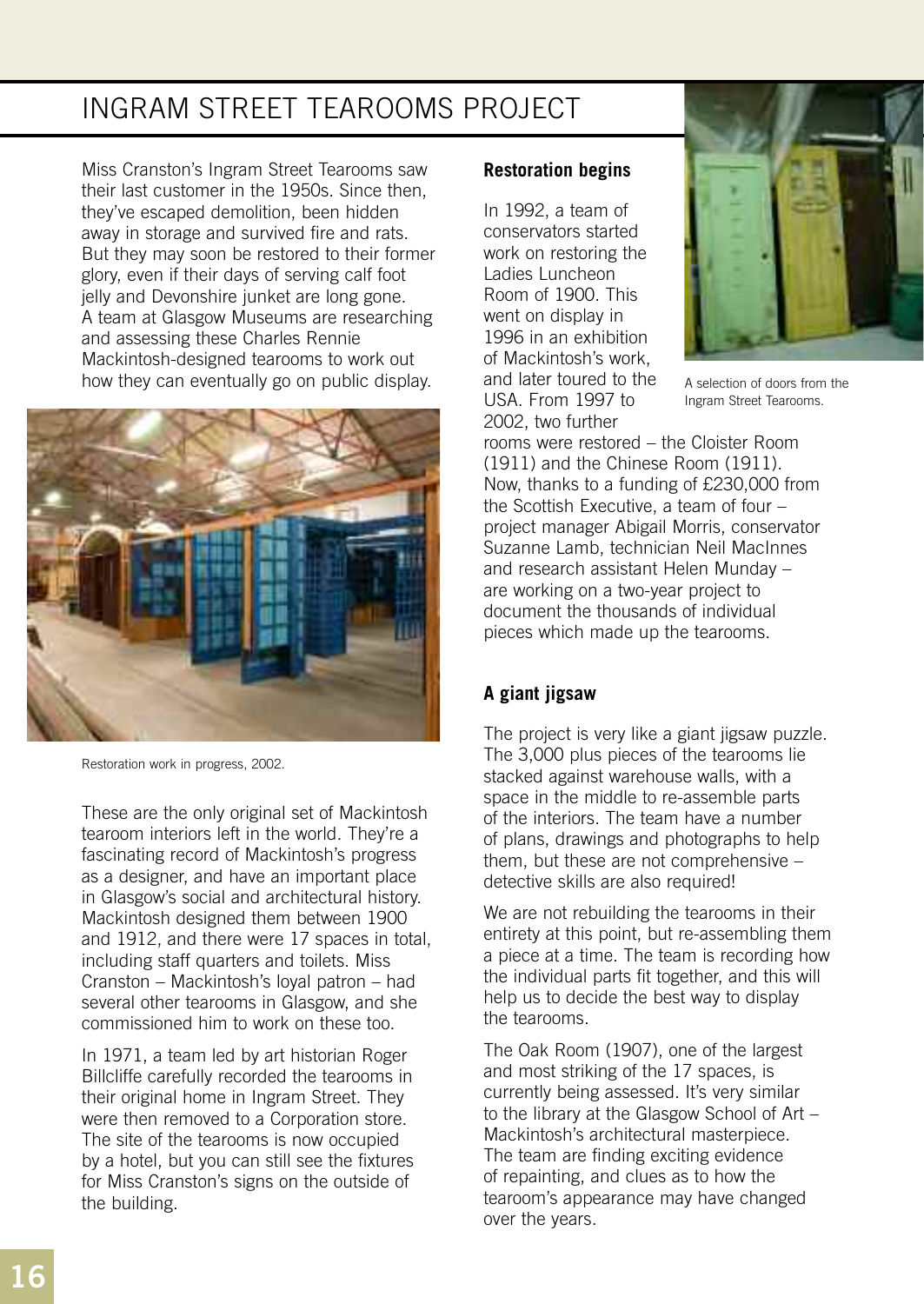# INGRAM STREET TEAROOMS PROJECT

Miss Cranston's Ingram Street Tearooms saw their last customer in the 1950s. Since then, they've escaped demolition, been hidden away in storage and survived fire and rats. But they may soon be restored to their former glory, even if their days of serving calf foot jelly and Devonshire junket are long gone. A team at Glasgow Museums are researching and assessing these Charles Rennie Mackintosh-designed tearooms to work out how they can eventually go on public display.

Restoration work in progress, 2002.

These are the only original set of Mackintosh tearoom interiors left in the world. They're a fascinating record of Mackintosh's progress as a designer, and have an important place in Glasgow's social and architectural history. Mackintosh designed them between 1900 and 1912, and there were 17 spaces in total, including staff quarters and toilets. Miss Cranston – Mackintosh's loyal patron – had several other tearooms in Glasgow, and she commissioned him to work on these too.

In 1971, a team led by art historian Roger Billcliffe carefully recorded the tearooms in their original home in Ingram Street. They were then removed to a Corporation store. The site of the tearooms is now occupied by a hotel, but you can still see the fixtures for Miss Cranston's signs on the outside of the building.

### Restoration begins

In 1992, a team of conservators started work on restoring the Ladies Luncheon Room of 1900. This went on display in 1996 in an exhibition of Mackintosh's work, and later toured to the USA. From 1997 to 2002, two further rooms were restored – the Cloister Room (1911) and the Chinese Room (1911). Now, thanks to a funding of £230,000 from the Scottish Executive, a team of four – project manager Abigail Morris, conservator Suzanne Lamb, technician Neil MacInnes and research assistant Helen Munday – are working on a two-year project to document the thousands of individual pieces which made up the tearooms.

A selection of doors from the Ingram Street Tearooms.

### A giant jigsaw

The project is very like a giant jigsaw puzzle. The 3,000 plus pieces of the tearooms lie stacked against warehouse walls, with a space in the middle to re-assemble parts of the interiors. The team have a number of plans, drawings and photographs to help them, but these are not comprehensive – detective skills are also required!

We are not rebuilding the tearooms in their entirety at this point, but re-assembling them a piece at a time. The team is recording how the individual parts fit together, and this will help us to decide the best way to display the tearooms.

The Oak Room (1907), one of the largest and most striking of the 17 spaces, is currently being assessed. It's very similar to the library at the Glasgow School of Art – Mackintosh's architectural masterpiece. The team are finding exciting evidence of repainting, and clues as to how the tearoom's appearance may have changed over the years.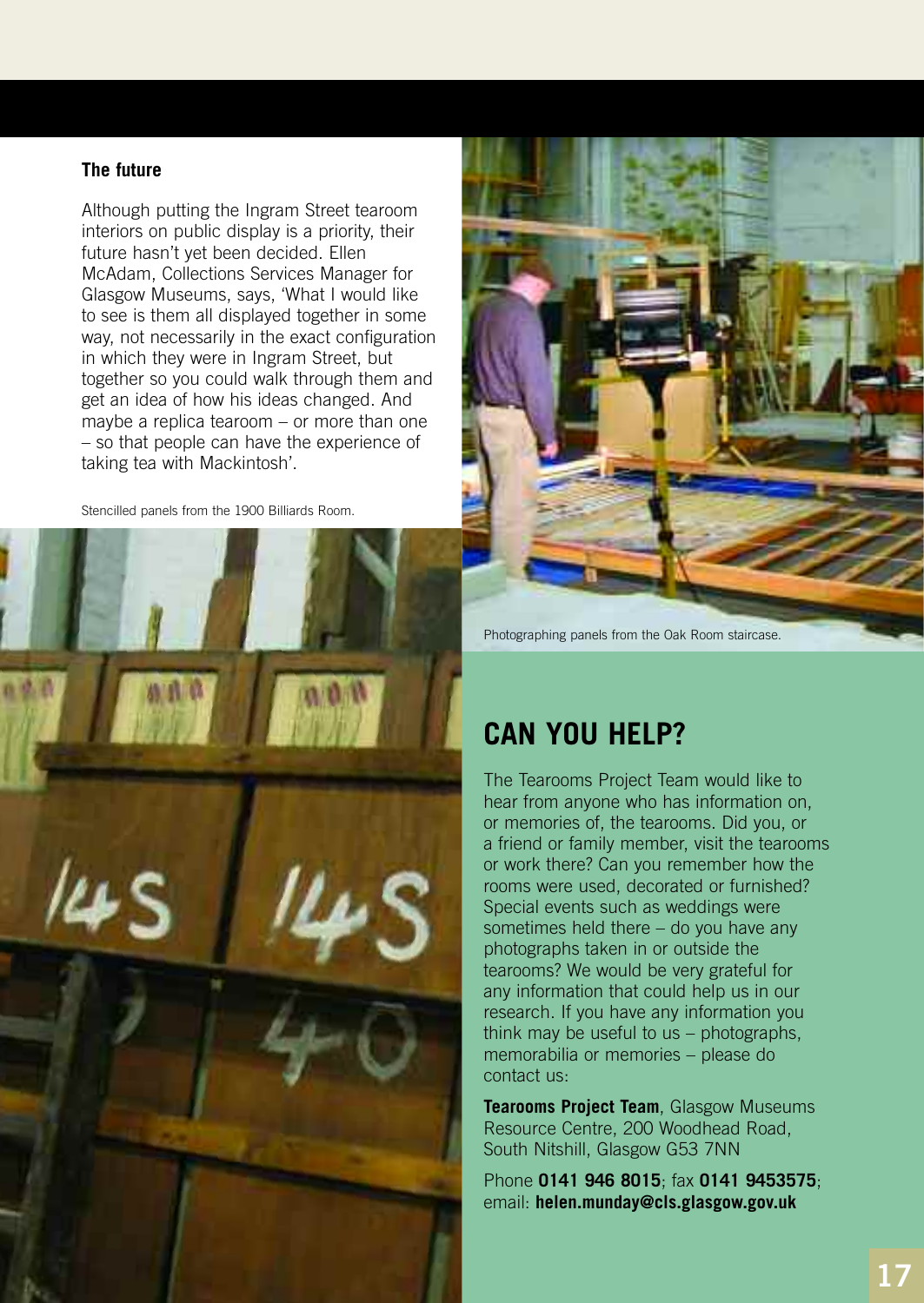### The future

Although putting the Ingram Street tearoom interiors on public display is a priority, their future hasn't yet been decided. Ellen McAdam, Collections Services Manager for Glasgow Museums, says, 'What I would like to see is them all displayed together in some way, not necessarily in the exact configuration in which they were in Ingram Street, but together so you could walk through them and get an idea of how his ideas changed. And maybe a replica tearoom – or more than one – so that people can have the experience of taking tea with Mackintosh'.

Stencilled panels from the 1900 Billiards Room.

Photographing panels from the Oak Room staircase.

## CAN YOU HELP?

The Tearooms Project Team would like to hear from anyone who has information on, or memories of, the tearooms. Did you, or a friend or family member, visit the tearooms or work there? Can you remember how the rooms were used, decorated or furnished? Special events such as weddings were sometimes held there – do you have any photographs taken in or outside the tearooms? We would be very grateful for any information that could help us in our research. If you have any information you think may be useful to us – photographs, memorabilia or memories – please do contact us:

**Tearooms Project Team**, Glasgow Museums Resource Centre, 200 Woodhead Road, South Nitshill, Glasgow G53 7NN

Phone **0141 946 8015**; fax **0141 9453575**; email: **helen.munday@cls.glasgow.gov.uk**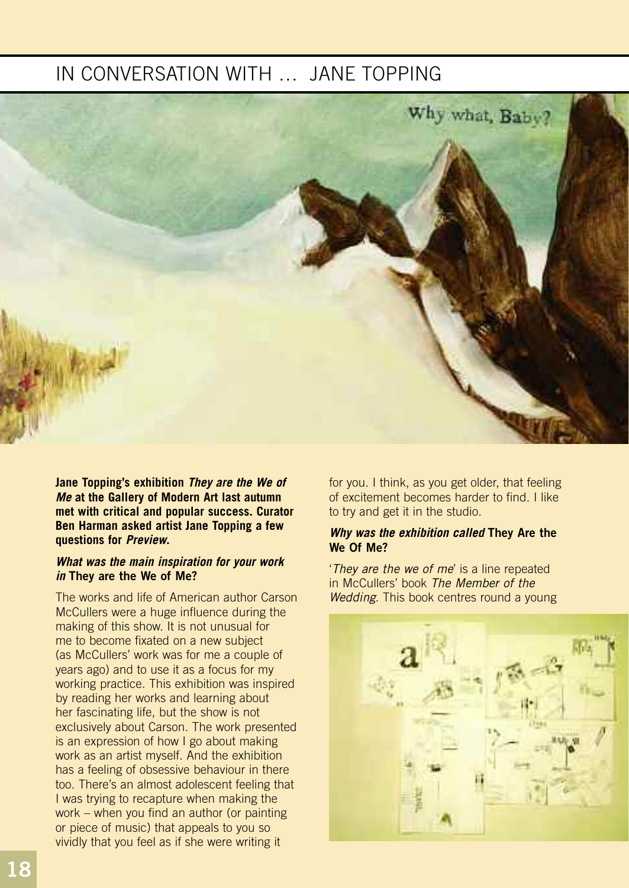# IN CONVERSATION WITH … JANE TOPPING

**Jane Topping's exhibition *They are the We of Me* at the Gallery of Modern Art last autumn met with critical and popular success. Curator Ben Harman asked artist Jane Topping a few questions for *Preview*.**

***What was the main inspiration for your work in* They are the We of Me?**

The works and life of American author Carson McCullers were a huge influence during the making of this show. It is not unusual for me to become fixated on a new subject (as McCullers' work was for me a couple of years ago) and to use it as a focus for my working practice. This exhibition was inspired by reading her works and learning about her fascinating life, but the show is not exclusively about Carson. The work presented is an expression of how I go about making work as an artist myself. And the exhibition has a feeling of obsessive behaviour in there too. There's an almost adolescent feeling that I was trying to recapture when making the work – when you find an author (or painting or piece of music) that appeals to you so vividly that you feel as if she were writing it for you. I think, as you get older, that feeling of excitement becomes harder to find. I like to try and get it in the studio.

***Why was the exhibition called* They Are the We Of Me?**

'*They are the we of me*' is a line repeated in McCullers' book *The Member of the Wedding*. This book centres round a young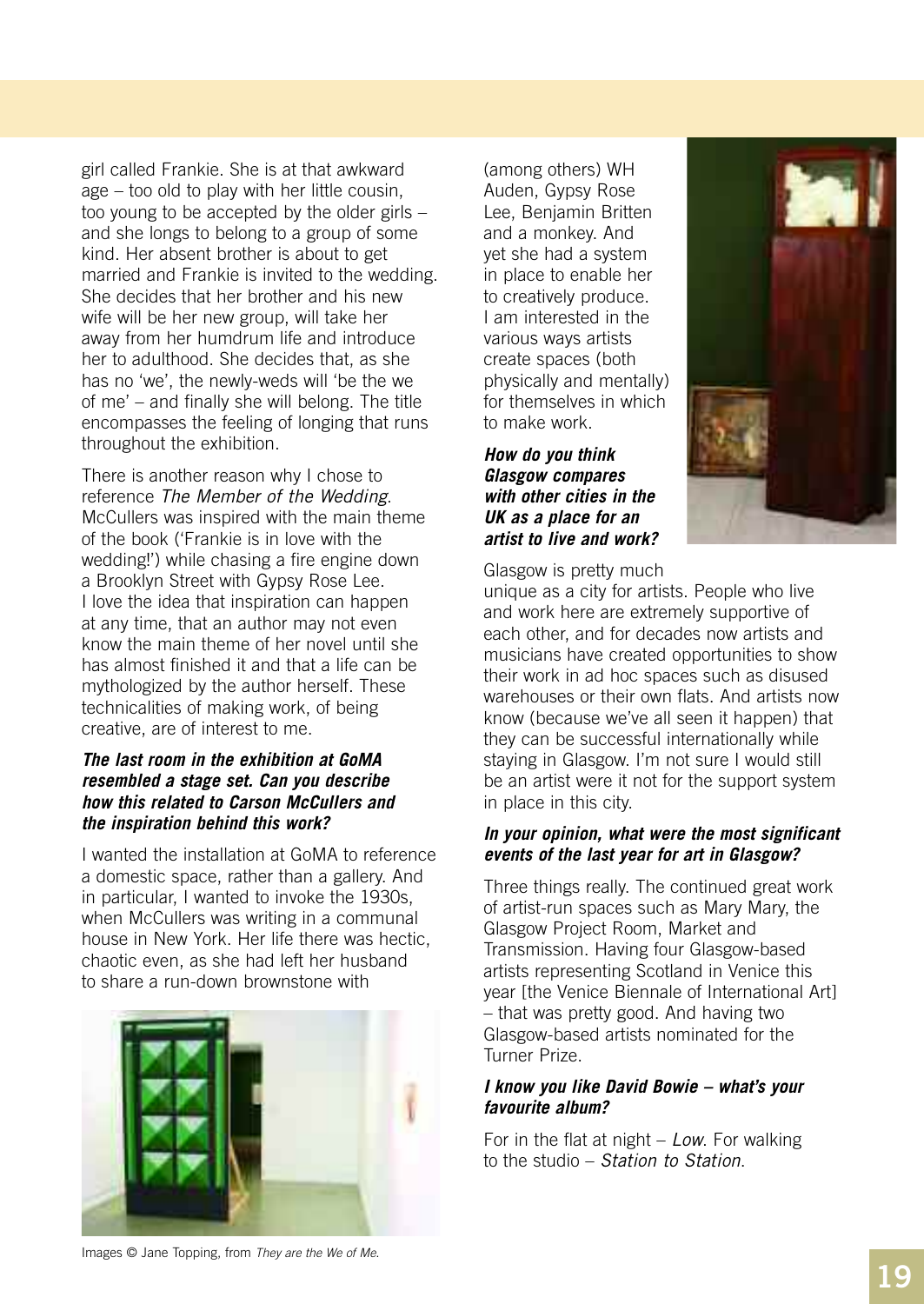girl called Frankie. She is at that awkward age – too old to play with her little cousin, too young to be accepted by the older girls – and she longs to belong to a group of some kind. Her absent brother is about to get married and Frankie is invited to the wedding. She decides that her brother and his new wife will be her new group, will take her away from her humdrum life and introduce her to adulthood. She decides that, as she has no 'we', the newly-weds will 'be the we of me' – and finally she will belong. The title encompasses the feeling of longing that runs throughout the exhibition.

There is another reason why I chose to reference *The Member of the Wedding*. McCullers was inspired with the main theme of the book ('Frankie is in love with the wedding!') while chasing a fire engine down a Brooklyn Street with Gypsy Rose Lee. I love the idea that inspiration can happen at any time, that an author may not even know the main theme of her novel until she has almost finished it and that a life can be mythologized by the author herself. These technicalities of making work, of being creative, are of interest to me.

***The last room in the exhibition at GoMA resembled a stage set. Can you describe how this related to Carson McCullers and the inspiration behind this work?***

I wanted the installation at GoMA to reference a domestic space, rather than a gallery. And in particular, I wanted to invoke the 1930s, when McCullers was writing in a communal house in New York. Her life there was hectic, chaotic even, as she had left her husband to share a run-down brownstone with (among others) WH Auden, Gypsy Rose Lee, Benjamin Britten and a monkey. And yet she had a system in place to enable her to creatively produce. I am interested in the various ways artists create spaces (both physically and mentally) for themselves in which to make work.

Images © Jane Topping, from *They are the We of Me.*

***How do you think Glasgow compares with other cities in the UK as a place for an artist to live and work?***

Glasgow is pretty much unique as a city for artists. People who live and work here are extremely supportive of each other, and for decades now artists and musicians have created opportunities to show their work in ad hoc spaces such as disused warehouses or their own flats. And artists now know (because we've all seen it happen) that they can be successful internationally while staying in Glasgow. I'm not sure I would still be an artist were it not for the support system in place in this city.

***In your opinion, what were the most significant events of the last year for art in Glasgow?***

Three things really. The continued great work of artist-run spaces such as Mary Mary, the Glasgow Project Room, Market and Transmission. Having four Glasgow-based artists representing Scotland in Venice this year [the Venice Biennale of International Art] – that was pretty good. And having two Glasgow-based artists nominated for the Turner Prize.

***I know you like David Bowie – what's your favourite album?***

For in the flat at night – *Low*. For walking to the studio – *Station to Station*.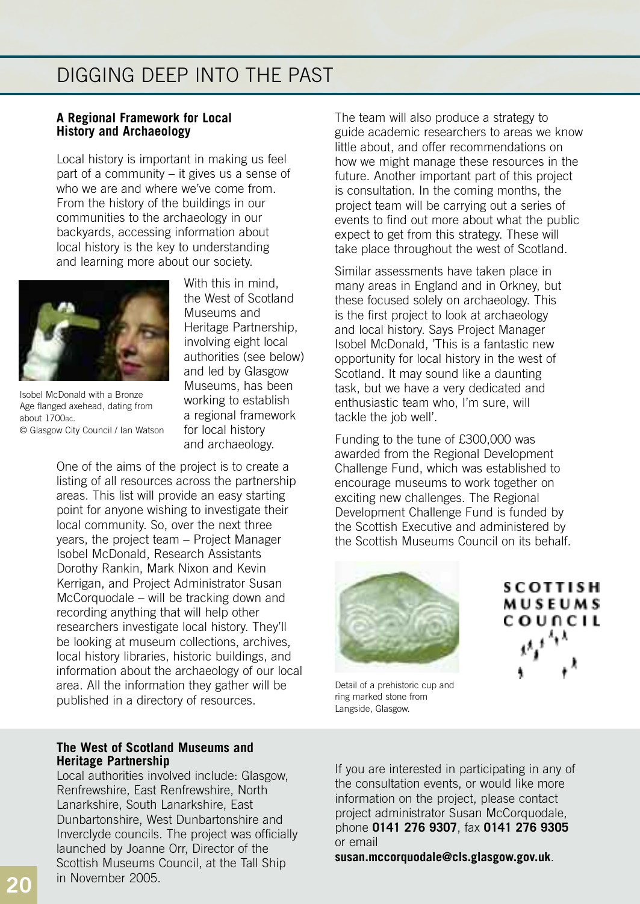# DIGGING DEEP INTO THE PAST

### A Regional Framework for Local History and Archaeology

Local history is important in making us feel part of a community – it gives us a sense of who we are and where we've come from. From the history of the buildings in our communities to the archaeology in our backyards, accessing information about local history is the key to understanding and learning more about our society.

Isobel McDonald with a Bronze Age flanged axehead, dating from about 1700BC.
© Glasgow City Council / Ian Watson

With this in mind, the West of Scotland Museums and Heritage Partnership, involving eight local authorities (see below) and led by Glasgow Museums, has been working to establish a regional framework for local history and archaeology.

One of the aims of the project is to create a listing of all resources across the partnership areas. This list will provide an easy starting point for anyone wishing to investigate their local community. So, over the next three years, the project team – Project Manager Isobel McDonald, Research Assistants Dorothy Rankin, Mark Nixon and Kevin Kerrigan, and Project Administrator Susan McCorquodale – will be tracking down and recording anything that will help other researchers investigate local history. They'll be looking at museum collections, archives, local history libraries, historic buildings, and information about the archaeology of our local area. All the information they gather will be published in a directory of resources.

The team will also produce a strategy to guide academic researchers to areas we know little about, and offer recommendations on how we might manage these resources in the future. Another important part of this project is consultation. In the coming months, the project team will be carrying out a series of events to find out more about what the public expect to get from this strategy. These will take place throughout the west of Scotland.

Similar assessments have taken place in many areas in England and in Orkney, but these focused solely on archaeology. This is the first project to look at archaeology and local history. Says Project Manager Isobel McDonald, 'This is a fantastic new opportunity for local history in the west of Scotland. It may sound like a daunting task, but we have a very dedicated and enthusiastic team who, I'm sure, will tackle the job well'.

Funding to the tune of £300,000 was awarded from the Regional Development Challenge Fund, which was established to encourage museums to work together on exciting new challenges. The Regional Development Challenge Fund is funded by the Scottish Executive and administered by the Scottish Museums Council on its behalf.

Detail of a prehistoric cup and ring marked stone from Langside, Glasgow.

SCOTTISH MUSEUMS COUNCIL

### The West of Scotland Museums and Heritage Partnership

Local authorities involved include: Glasgow, Renfrewshire, East Renfrewshire, North Lanarkshire, South Lanarkshire, East Dunbartonshire, West Dunbartonshire and Inverclyde councils. The project was officially launched by Joanne Orr, Director of the Scottish Museums Council, at the Tall Ship in November 2005.

If you are interested in participating in any of the consultation events, or would like more information on the project, please contact project administrator Susan McCorquodale, phone **0141 276 9307**, fax **0141 276 9305** or email **susan.mccorquodale@cls.glasgow.gov.uk**.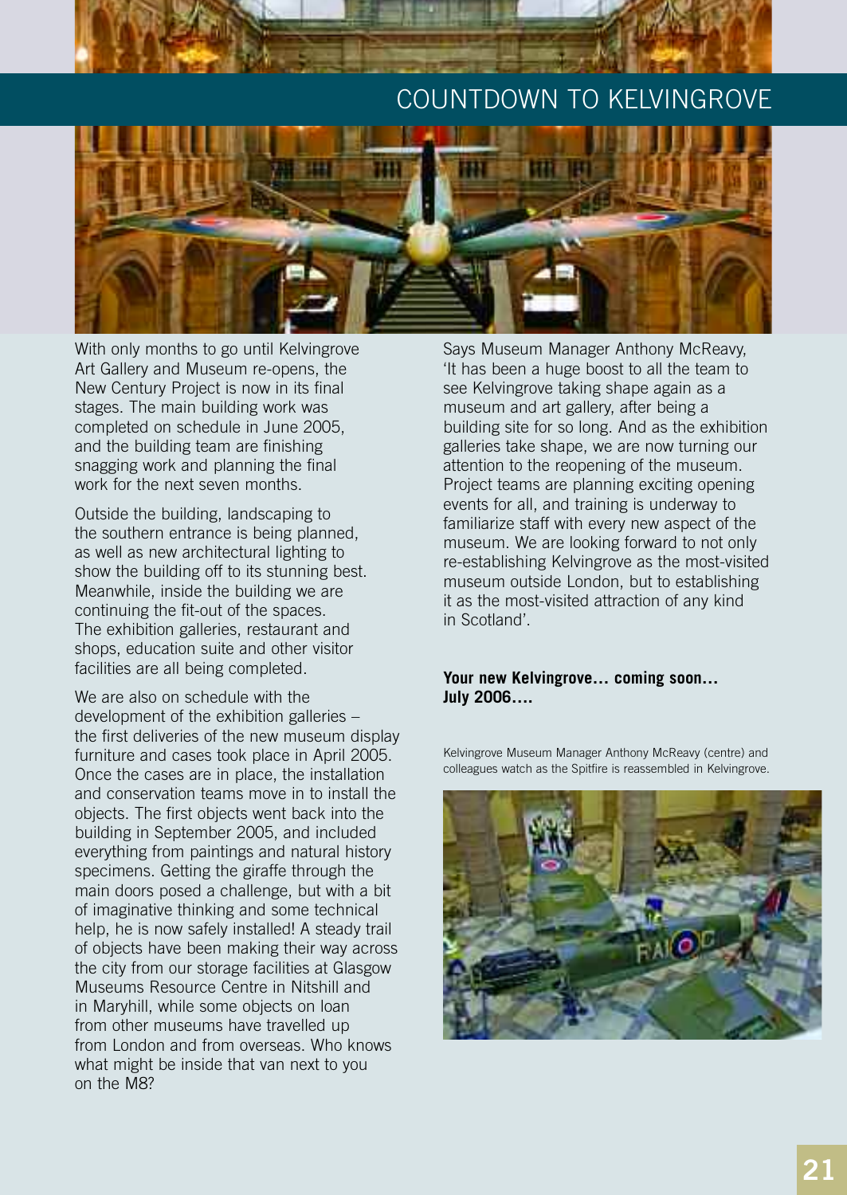# COUNTDOWN TO KELVINGROVE

With only months to go until Kelvingrove Art Gallery and Museum re-opens, the New Century Project is now in its final stages. The main building work was completed on schedule in June 2005, and the building team are finishing snagging work and planning the final work for the next seven months.

Outside the building, landscaping to the southern entrance is being planned, as well as new architectural lighting to show the building off to its stunning best. Meanwhile, inside the building we are continuing the fit-out of the spaces. The exhibition galleries, restaurant and shops, education suite and other visitor facilities are all being completed.

We are also on schedule with the development of the exhibition galleries – the first deliveries of the new museum display furniture and cases took place in April 2005. Once the cases are in place, the installation and conservation teams move in to install the objects. The first objects went back into the building in September 2005, and included everything from paintings and natural history specimens. Getting the giraffe through the main doors posed a challenge, but with a bit of imaginative thinking and some technical help, he is now safely installed! A steady trail of objects have been making their way across the city from our storage facilities at Glasgow Museums Resource Centre in Nitshill and in Maryhill, while some objects on loan from other museums have travelled up from London and from overseas. Who knows what might be inside that van next to you on the M8?

Says Museum Manager Anthony McReavy, 'It has been a huge boost to all the team to see Kelvingrove taking shape again as a museum and art gallery, after being a building site for so long. And as the exhibition galleries take shape, we are now turning our attention to the reopening of the museum. Project teams are planning exciting opening events for all, and training is underway to familiarize staff with every new aspect of the museum. We are looking forward to not only re-establishing Kelvingrove as the most-visited museum outside London, but to establishing it as the most-visited attraction of any kind in Scotland'.

**Your new Kelvingrove… coming soon… July 2006….**

Kelvingrove Museum Manager Anthony McReavy (centre) and colleagues watch as the Spitfire is reassembled in Kelvingrove.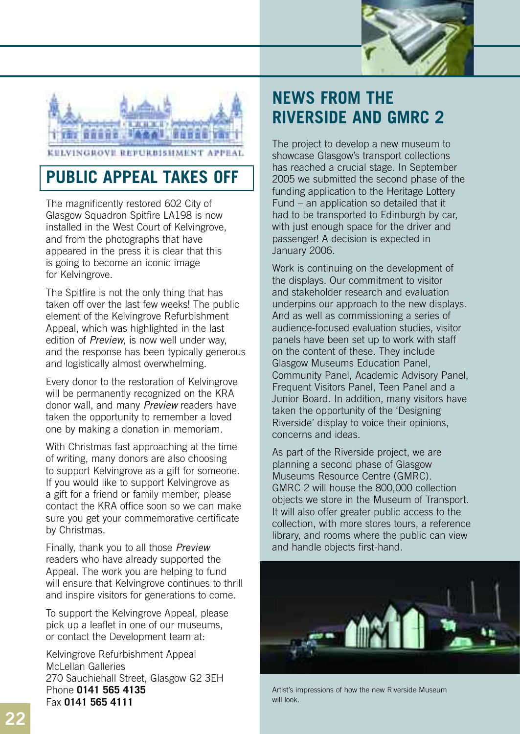KELVINGROVE REFURBISHMENT APPEAL

## PUBLIC APPEAL TAKES OFF

The magnificently restored 602 City of Glasgow Squadron Spitfire LA198 is now installed in the West Court of Kelvingrove, and from the photographs that have appeared in the press it is clear that this is going to become an iconic image for Kelvingrove.

The Spitfire is not the only thing that has taken off over the last few weeks! The public element of the Kelvingrove Refurbishment Appeal, which was highlighted in the last edition of *Preview*, is now well under way, and the response has been typically generous and logistically almost overwhelming.

Every donor to the restoration of Kelvingrove will be permanently recognized on the KRA donor wall, and many *Preview* readers have taken the opportunity to remember a loved one by making a donation in memoriam.

With Christmas fast approaching at the time of writing, many donors are also choosing to support Kelvingrove as a gift for someone. If you would like to support Kelvingrove as a gift for a friend or family member, please contact the KRA office soon so we can make sure you get your commemorative certificate by Christmas.

Finally, thank you to all those *Preview* readers who have already supported the Appeal. The work you are helping to fund will ensure that Kelvingrove continues to thrill and inspire visitors for generations to come.

To support the Kelvingrove Appeal, please pick up a leaflet in one of our museums, or contact the Development team at:

Kelvingrove Refurbishment Appeal
McLellan Galleries
270 Sauchiehall Street, Glasgow G2 3EH
Phone **0141 565 4135**
Fax **0141 565 4111**

## NEWS FROM THE RIVERSIDE AND GMRC 2

The project to develop a new museum to showcase Glasgow's transport collections has reached a crucial stage. In September 2005 we submitted the second phase of the funding application to the Heritage Lottery Fund – an application so detailed that it had to be transported to Edinburgh by car, with just enough space for the driver and passenger! A decision is expected in January 2006.

Work is continuing on the development of the displays. Our commitment to visitor and stakeholder research and evaluation underpins our approach to the new displays. And as well as commissioning a series of audience-focused evaluation studies, visitor panels have been set up to work with staff on the content of these. They include Glasgow Museums Education Panel, Community Panel, Academic Advisory Panel, Frequent Visitors Panel, Teen Panel and a Junior Board. In addition, many visitors have taken the opportunity of the 'Designing Riverside' display to voice their opinions, concerns and ideas.

As part of the Riverside project, we are planning a second phase of Glasgow Museums Resource Centre (GMRC). GMRC 2 will house the 800,000 collection objects we store in the Museum of Transport. It will also offer greater public access to the collection, with more stores tours, a reference library, and rooms where the public can view and handle objects first-hand.

Artist's impressions of how the new Riverside Museum will look.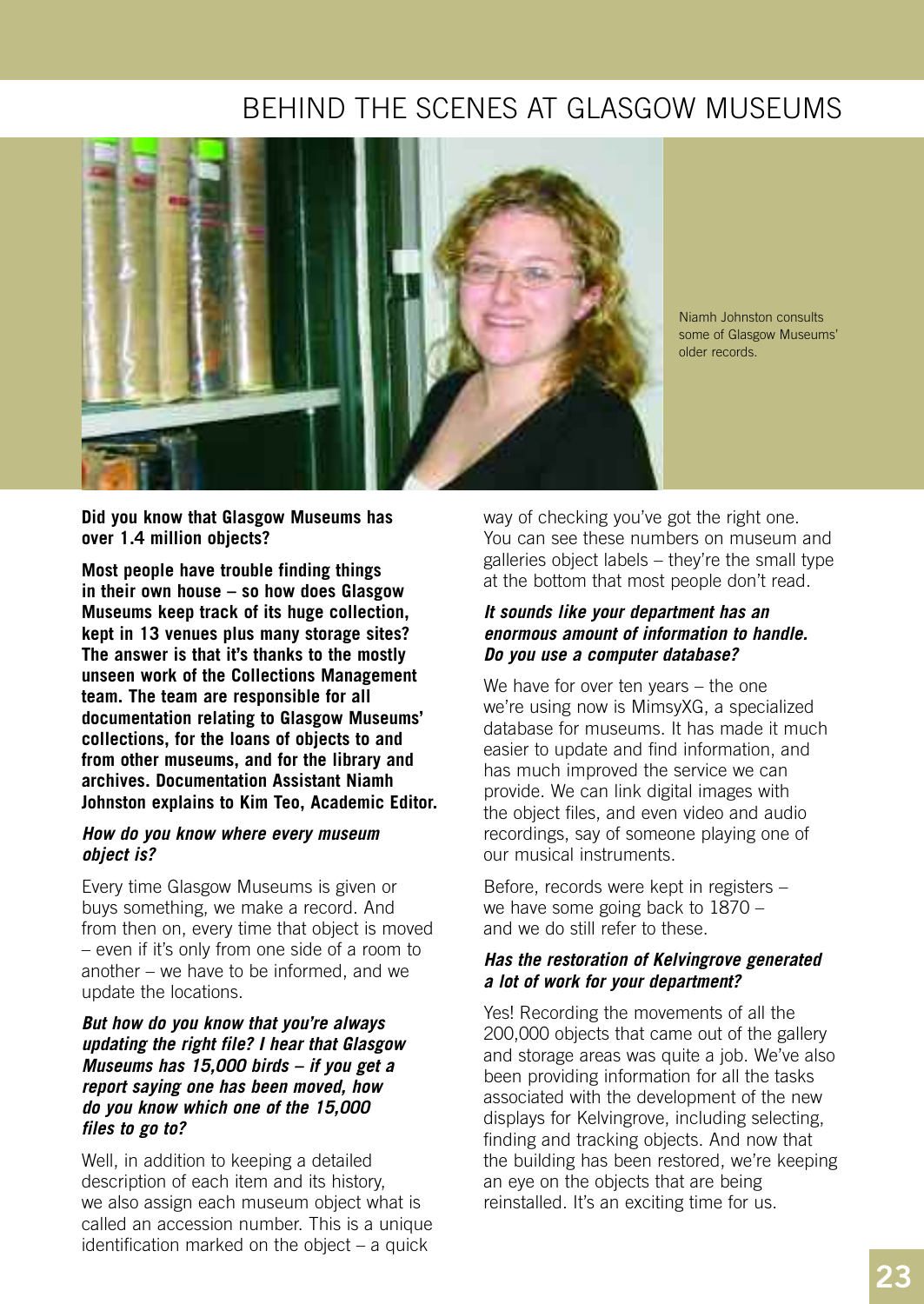# BEHIND THE SCENES AT GLASGOW MUSEUMS

Niamh Johnston consults some of Glasgow Museums' older records.

**Did you know that Glasgow Museums has over 1.4 million objects?**

**Most people have trouble finding things in their own house – so how does Glasgow Museums keep track of its huge collection, kept in 13 venues plus many storage sites? The answer is that it's thanks to the mostly unseen work of the Collections Management team. The team are responsible for all documentation relating to Glasgow Museums' collections, for the loans of objects to and from other museums, and for the library and archives. Documentation Assistant Niamh Johnston explains to Kim Teo, Academic Editor.**

***How do you know where every museum object is?***

Every time Glasgow Museums is given or buys something, we make a record. And from then on, every time that object is moved – even if it's only from one side of a room to another – we have to be informed, and we update the locations.

***But how do you know that you're always updating the right file? I hear that Glasgow Museums has 15,000 birds – if you get a report saying one has been moved, how do you know which one of the 15,000 files to go to?***

Well, in addition to keeping a detailed description of each item and its history, we also assign each museum object what is called an accession number. This is a unique identification marked on the object – a quick way of checking you've got the right one. You can see these numbers on museum and galleries object labels – they're the small type at the bottom that most people don't read.

***It sounds like your department has an enormous amount of information to handle. Do you use a computer database?***

We have for over ten years – the one we're using now is MimsyXG, a specialized database for museums. It has made it much easier to update and find information, and has much improved the service we can provide. We can link digital images with the object files, and even video and audio recordings, say of someone playing one of our musical instruments.

Before, records were kept in registers – we have some going back to 1870 – and we do still refer to these.

***Has the restoration of Kelvingrove generated a lot of work for your department?***

Yes! Recording the movements of all the 200,000 objects that came out of the gallery and storage areas was quite a job. We've also been providing information for all the tasks associated with the development of the new displays for Kelvingrove, including selecting, finding and tracking objects. And now that the building has been restored, we're keeping an eye on the objects that are being reinstalled. It's an exciting time for us.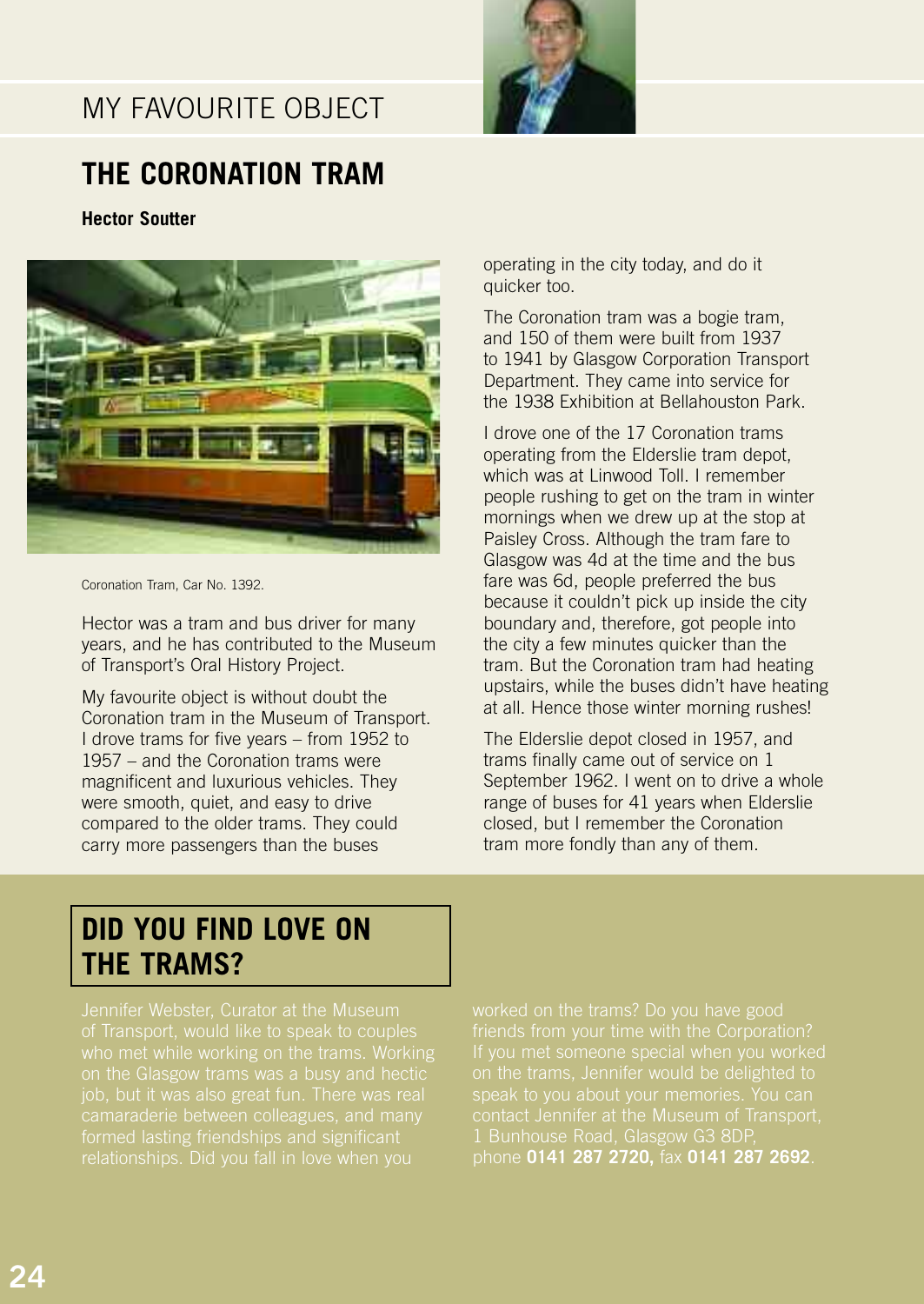## MY FAVOURITE OBJECT

# THE CORONATION TRAM

**Hector Soutter**

Coronation Tram, Car No. 1392.

Hector was a tram and bus driver for many years, and he has contributed to the Museum of Transport's Oral History Project.

My favourite object is without doubt the Coronation tram in the Museum of Transport. I drove trams for five years – from 1952 to 1957 – and the Coronation trams were magnificent and luxurious vehicles. They were smooth, quiet, and easy to drive compared to the older trams. They could carry more passengers than the buses operating in the city today, and do it quicker too.

The Coronation tram was a bogie tram, and 150 of them were built from 1937 to 1941 by Glasgow Corporation Transport Department. They came into service for the 1938 Exhibition at Bellahouston Park.

I drove one of the 17 Coronation trams operating from the Elderslie tram depot, which was at Linwood Toll. I remember people rushing to get on the tram in winter mornings when we drew up at the stop at Paisley Cross. Although the tram fare to Glasgow was 4d at the time and the bus fare was 6d, people preferred the bus because it couldn't pick up inside the city boundary and, therefore, got people into the city a few minutes quicker than the tram. But the Coronation tram had heating upstairs, while the buses didn't have heating at all. Hence those winter morning rushes!

The Elderslie depot closed in 1957, and trams finally came out of service on 1 September 1962. I went on to drive a whole range of buses for 41 years when Elderslie closed, but I remember the Coronation tram more fondly than any of them.

## DID YOU FIND LOVE ON THE TRAMS?

Jennifer Webster, Curator at the Museum of Transport, would like to speak to couples who met while working on the trams. Working on the Glasgow trams was a busy and hectic job, but it was also great fun. There was real camaraderie between colleagues, and many formed lasting friendships and significant relationships. Did you fall in love when you worked on the trams? Do you have good friends from your time with the Corporation? If you met someone special when you worked on the trams, Jennifer would be delighted to speak to you about your memories. You can contact Jennifer at the Museum of Transport, 1 Bunhouse Road, Glasgow G3 8DP, phone **0141 287 2720,** fax **0141 287 2692**.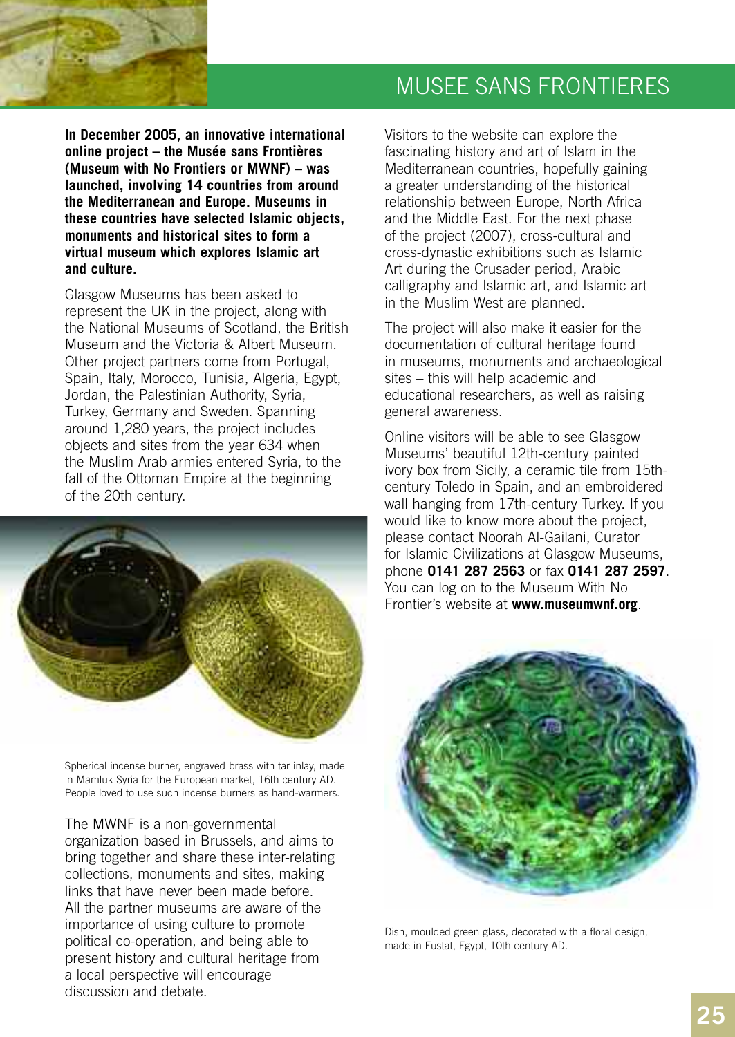# MUSEE SANS FRONTIERES

**In December 2005, an innovative international online project – the Musée sans Frontières (Museum with No Frontiers or MWNF) – was launched, involving 14 countries from around the Mediterranean and Europe. Museums in these countries have selected Islamic objects, monuments and historical sites to form a virtual museum which explores Islamic art and culture.**

Glasgow Museums has been asked to represent the UK in the project, along with the National Museums of Scotland, the British Museum and the Victoria & Albert Museum. Other project partners come from Portugal, Spain, Italy, Morocco, Tunisia, Algeria, Egypt, Jordan, the Palestinian Authority, Syria, Turkey, Germany and Sweden. Spanning around 1,280 years, the project includes objects and sites from the year 634 when the Muslim Arab armies entered Syria, to the fall of the Ottoman Empire at the beginning of the 20th century.

Spherical incense burner, engraved brass with tar inlay, made in Mamluk Syria for the European market, 16th century AD. People loved to use such incense burners as hand-warmers.

The MWNF is a non-governmental organization based in Brussels, and aims to bring together and share these inter-relating collections, monuments and sites, making links that have never been made before. All the partner museums are aware of the importance of using culture to promote political co-operation, and being able to present history and cultural heritage from a local perspective will encourage discussion and debate.

Visitors to the website can explore the fascinating history and art of Islam in the Mediterranean countries, hopefully gaining a greater understanding of the historical relationship between Europe, North Africa and the Middle East. For the next phase of the project (2007), cross-cultural and cross-dynastic exhibitions such as Islamic Art during the Crusader period, Arabic calligraphy and Islamic art, and Islamic art in the Muslim West are planned.

The project will also make it easier for the documentation of cultural heritage found in museums, monuments and archaeological sites – this will help academic and educational researchers, as well as raising general awareness.

Online visitors will be able to see Glasgow Museums' beautiful 12th-century painted ivory box from Sicily, a ceramic tile from 15th-century Toledo in Spain, and an embroidered wall hanging from 17th-century Turkey. If you would like to know more about the project, please contact Noorah Al-Gailani, Curator for Islamic Civilizations at Glasgow Museums, phone **0141 287 2563** or fax **0141 287 2597**. You can log on to the Museum With No Frontier's website at **www.museumwnf.org**.

Dish, moulded green glass, decorated with a floral design, made in Fustat, Egypt, 10th century AD.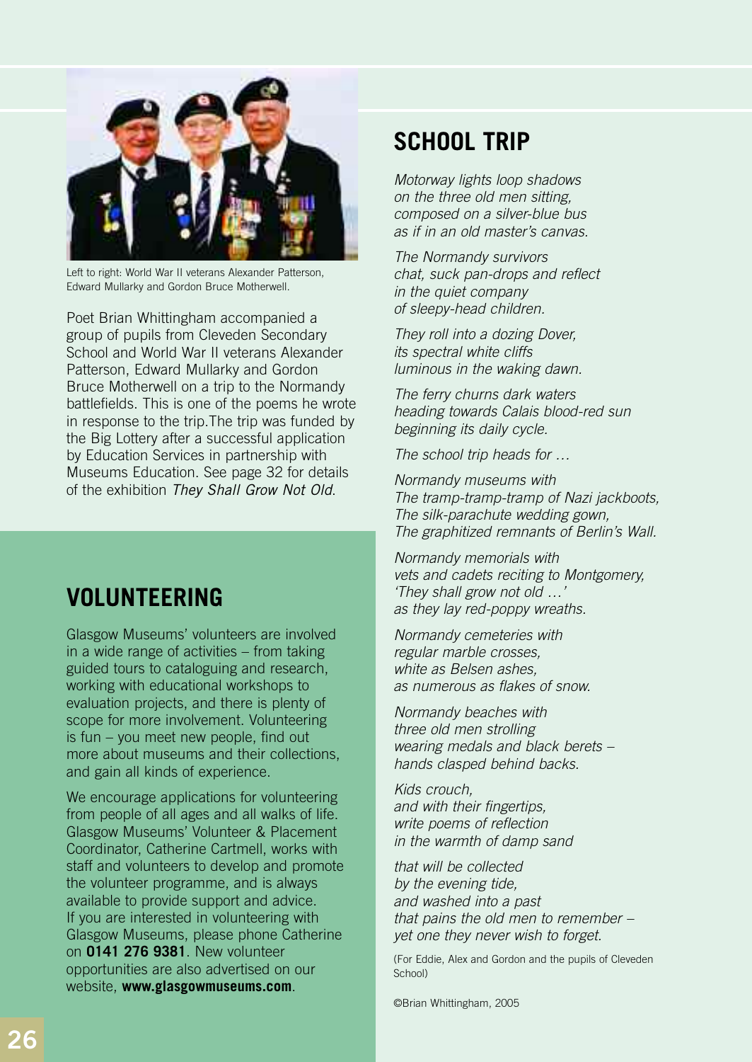Left to right: World War II veterans Alexander Patterson, Edward Mullarky and Gordon Bruce Motherwell.

Poet Brian Whittingham accompanied a group of pupils from Cleveden Secondary School and World War II veterans Alexander Patterson, Edward Mullarky and Gordon Bruce Motherwell on a trip to the Normandy battlefields. This is one of the poems he wrote in response to the trip.The trip was funded by the Big Lottery after a successful application by Education Services in partnership with Museums Education. See page 32 for details of the exhibition *They Shall Grow Not Old*.

## SCHOOL TRIP

*Motorway lights loop shadows*
*on the three old men sitting,*
*composed on a silver-blue bus*
*as if in an old master's canvas.*

*The Normandy survivors*
*chat, suck pan-drops and reflect*
*in the quiet company*
*of sleepy-head children.*

*They roll into a dozing Dover,*
*its spectral white cliffs*
*luminous in the waking dawn.*

*The ferry churns dark waters*
*heading towards Calais blood-red sun*
*beginning its daily cycle.*

*The school trip heads for …*

*Normandy museums with*
*The tramp-tramp-tramp of Nazi jackboots,*
*The silk-parachute wedding gown,*
*The graphitized remnants of Berlin's Wall.*

*Normandy memorials with*
*vets and cadets reciting to Montgomery,*
*'They shall grow not old …'*
*as they lay red-poppy wreaths.*

*Normandy cemeteries with*
*regular marble crosses,*
*white as Belsen ashes,*
*as numerous as flakes of snow.*

*Normandy beaches with*
*three old men strolling*
*wearing medals and black berets –*
*hands clasped behind backs.*

*Kids crouch,*
*and with their fingertips,*
*write poems of reflection*
*in the warmth of damp sand*

*that will be collected*
*by the evening tide,*
*and washed into a past*
*that pains the old men to remember –*
*yet one they never wish to forget.*

(For Eddie, Alex and Gordon and the pupils of Cleveden School)

©Brian Whittingham, 2005

## VOLUNTEERING

Glasgow Museums' volunteers are involved in a wide range of activities – from taking guided tours to cataloguing and research, working with educational workshops to evaluation projects, and there is plenty of scope for more involvement. Volunteering is fun – you meet new people, find out more about museums and their collections, and gain all kinds of experience.

We encourage applications for volunteering from people of all ages and all walks of life. Glasgow Museums' Volunteer & Placement Coordinator, Catherine Cartmell, works with staff and volunteers to develop and promote the volunteer programme, and is always available to provide support and advice. If you are interested in volunteering with Glasgow Museums, please phone Catherine on **0141 276 9381**. New volunteer opportunities are also advertised on our website, **www.glasgowmuseums.com**.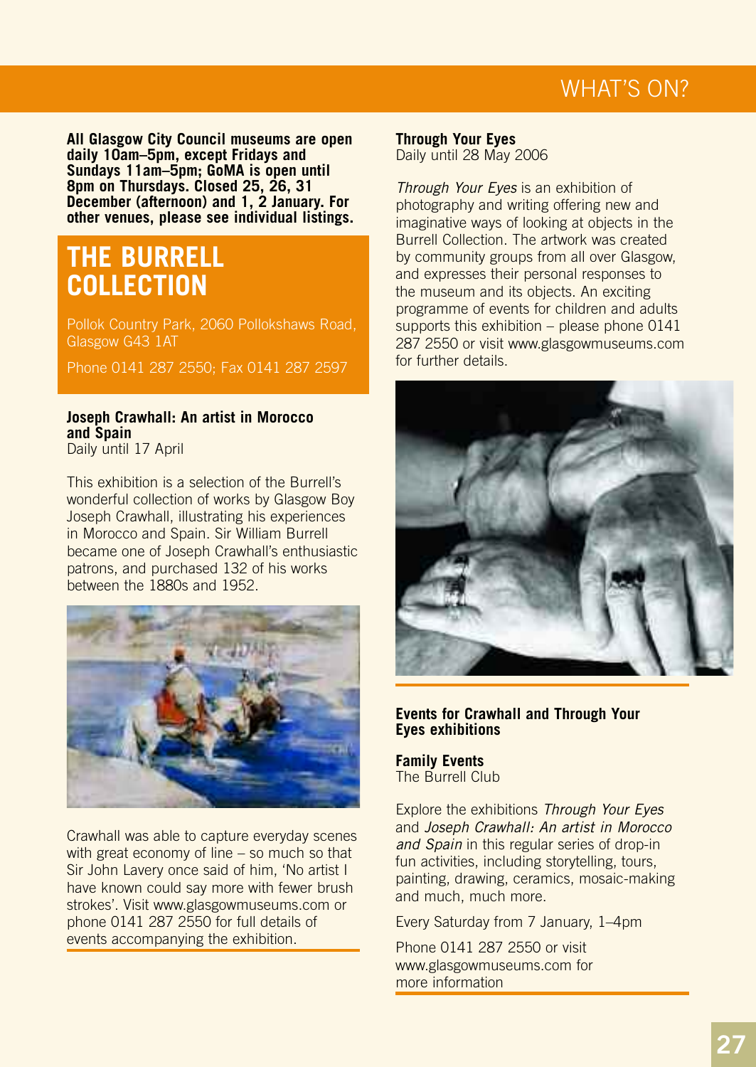**All Glasgow City Council museums are open daily 10am–5pm, except Fridays and Sundays 11am–5pm; GoMA is open until 8pm on Thursdays. Closed 25, 26, 31 December (afternoon) and 1, 2 January. For other venues, please see individual listings.**

# THE BURRELL COLLECTION

Pollok Country Park, 2060 Pollokshaws Road, Glasgow G43 1AT

Phone 0141 287 2550; Fax 0141 287 2597

### Joseph Crawhall: An artist in Morocco and Spain

Daily until 17 April

This exhibition is a selection of the Burrell's wonderful collection of works by Glasgow Boy Joseph Crawhall, illustrating his experiences in Morocco and Spain. Sir William Burrell became one of Joseph Crawhall's enthusiastic patrons, and purchased 132 of his works between the 1880s and 1952.

Crawhall was able to capture everyday scenes with great economy of line – so much so that Sir John Lavery once said of him, 'No artist I have known could say more with fewer brush strokes'. Visit www.glasgowmuseums.com or phone 0141 287 2550 for full details of events accompanying the exhibition.

### Through Your Eyes

Daily until 28 May 2006

*Through Your Eyes* is an exhibition of photography and writing offering new and imaginative ways of looking at objects in the Burrell Collection. The artwork was created by community groups from all over Glasgow, and expresses their personal responses to the museum and its objects. An exciting programme of events for children and adults supports this exhibition – please phone 0141 287 2550 or visit www.glasgowmuseums.com for further details.

### Events for Crawhall and Through Your Eyes exhibitions

**Family Events**
The Burrell Club

Explore the exhibitions *Through Your Eyes* and *Joseph Crawhall: An artist in Morocco and Spain* in this regular series of drop-in fun activities, including storytelling, tours, painting, drawing, ceramics, mosaic-making and much, much more.

Every Saturday from 7 January, 1–4pm

Phone 0141 287 2550 or visit www.glasgowmuseums.com for more information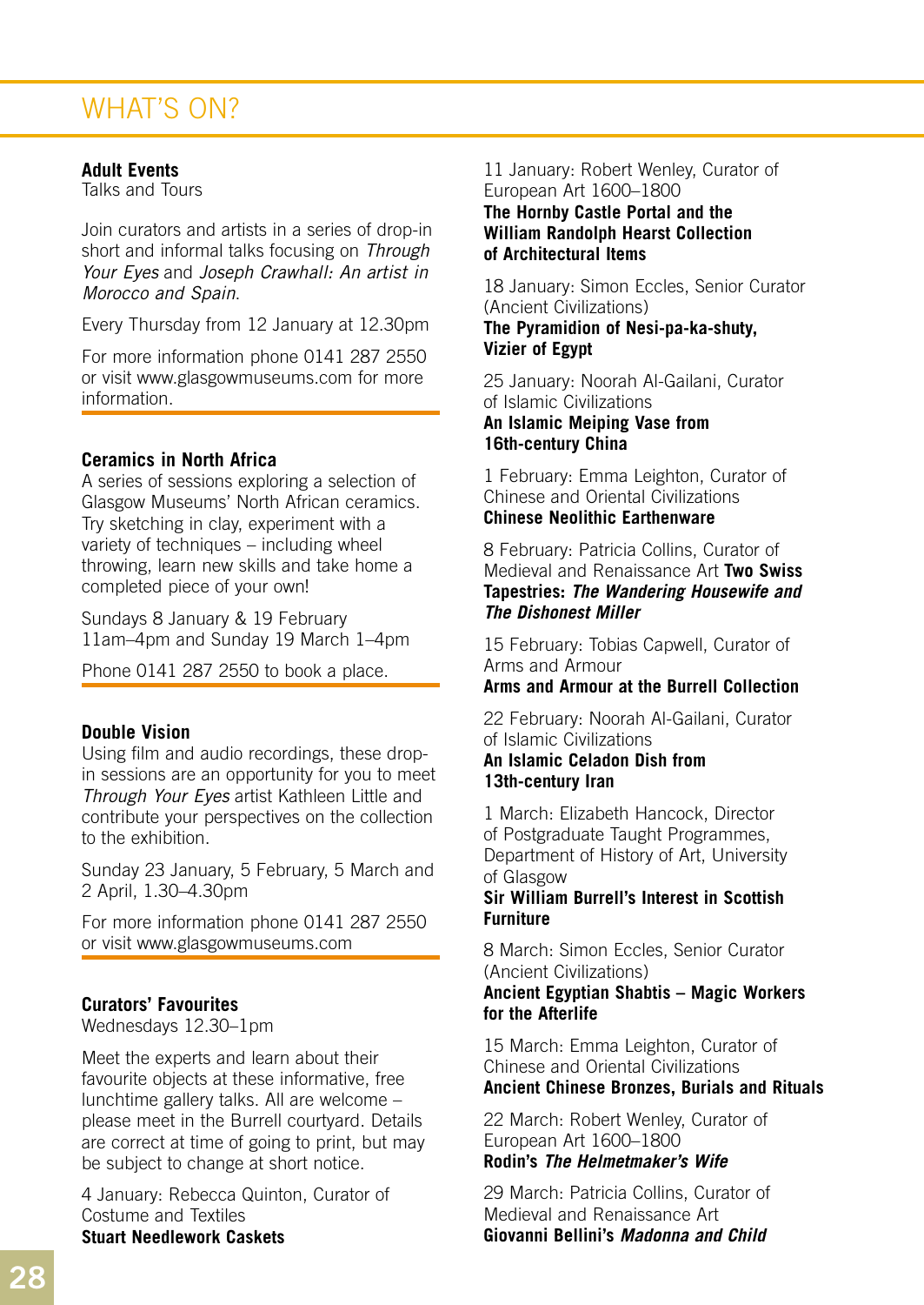# WHAT'S ON?

## Adult Events

Talks and Tours

Join curators and artists in a series of drop-in short and informal talks focusing on *Through Your Eyes* and *Joseph Crawhall: An artist in Morocco and Spain*.

Every Thursday from 12 January at 12.30pm

For more information phone 0141 287 2550 or visit www.glasgowmuseums.com for more information.

### Ceramics in North Africa

A series of sessions exploring a selection of Glasgow Museums' North African ceramics. Try sketching in clay, experiment with a variety of techniques – including wheel throwing, learn new skills and take home a completed piece of your own!

Sundays 8 January & 19 February 11am–4pm and Sunday 19 March 1–4pm

Phone 0141 287 2550 to book a place.

### Double Vision

Using film and audio recordings, these drop-in sessions are an opportunity for you to meet *Through Your Eyes* artist Kathleen Little and contribute your perspectives on the collection to the exhibition.

Sunday 23 January, 5 February, 5 March and 2 April, 1.30–4.30pm

For more information phone 0141 287 2550 or visit www.glasgowmuseums.com

### Curators' Favourites

Wednesdays 12.30–1pm

Meet the experts and learn about their favourite objects at these informative, free lunchtime gallery talks. All are welcome – please meet in the Burrell courtyard. Details are correct at time of going to print, but may be subject to change at short notice.

4 January: Rebecca Quinton, Curator of Costume and Textiles
**Stuart Needlework Caskets**

11 January: Robert Wenley, Curator of European Art 1600–1800
**The Hornby Castle Portal and the William Randolph Hearst Collection of Architectural Items**

18 January: Simon Eccles, Senior Curator (Ancient Civilizations)
**The Pyramidion of Nesi-pa-ka-shuty, Vizier of Egypt**

25 January: Noorah Al-Gailani, Curator of Islamic Civilizations
**An Islamic Meiping Vase from 16th-century China**

1 February: Emma Leighton, Curator of Chinese and Oriental Civilizations
**Chinese Neolithic Earthenware**

8 February: Patricia Collins, Curator of Medieval and Renaissance Art **Two Swiss Tapestries: *The Wandering Housewife and The Dishonest Miller***

15 February: Tobias Capwell, Curator of Arms and Armour
**Arms and Armour at the Burrell Collection**

22 February: Noorah Al-Gailani, Curator of Islamic Civilizations
**An Islamic Celadon Dish from 13th-century Iran**

1 March: Elizabeth Hancock, Director of Postgraduate Taught Programmes, Department of History of Art, University of Glasgow
**Sir William Burrell's Interest in Scottish Furniture**

8 March: Simon Eccles, Senior Curator (Ancient Civilizations)
**Ancient Egyptian Shabtis – Magic Workers for the Afterlife**

15 March: Emma Leighton, Curator of Chinese and Oriental Civilizations
**Ancient Chinese Bronzes, Burials and Rituals**

22 March: Robert Wenley, Curator of European Art 1600–1800
**Rodin's *The Helmetmaker's Wife***

29 March: Patricia Collins, Curator of Medieval and Renaissance Art
**Giovanni Bellini's *Madonna and Child***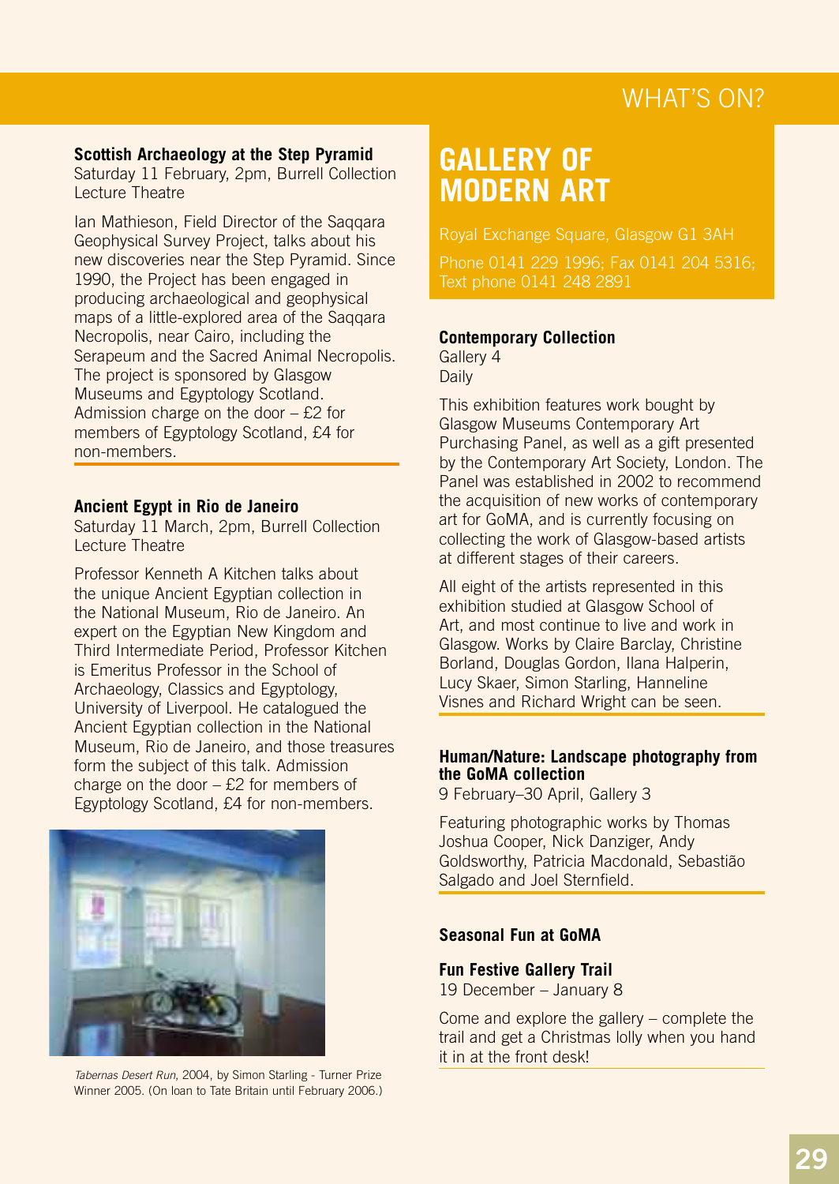### Scottish Archaeology at the Step Pyramid

Saturday 11 February, 2pm, Burrell Collection Lecture Theatre

Ian Mathieson, Field Director of the Saqqara Geophysical Survey Project, talks about his new discoveries near the Step Pyramid. Since 1990, the Project has been engaged in producing archaeological and geophysical maps of a little-explored area of the Saqqara Necropolis, near Cairo, including the Serapeum and the Sacred Animal Necropolis. The project is sponsored by Glasgow Museums and Egyptology Scotland. Admission charge on the door – £2 for members of Egyptology Scotland, £4 for non-members.

### Ancient Egypt in Rio de Janeiro

Saturday 11 March, 2pm, Burrell Collection Lecture Theatre

Professor Kenneth A Kitchen talks about the unique Ancient Egyptian collection in the National Museum, Rio de Janeiro. An expert on the Egyptian New Kingdom and Third Intermediate Period, Professor Kitchen is Emeritus Professor in the School of Archaeology, Classics and Egyptology, University of Liverpool. He catalogued the Ancient Egyptian collection in the National Museum, Rio de Janeiro, and those treasures form the subject of this talk. Admission charge on the door – £2 for members of Egyptology Scotland, £4 for non-members.

*Tabernas Desert Run*, 2004, by Simon Starling - Turner Prize Winner 2005. (On loan to Tate Britain until February 2006.)

## GALLERY OF MODERN ART

Royal Exchange Square, Glasgow G1 3AH

Phone 0141 229 1996; Fax 0141 204 5316; Text phone 0141 248 2891

### Contemporary Collection

Gallery 4
Daily

This exhibition features work bought by Glasgow Museums Contemporary Art Purchasing Panel, as well as a gift presented by the Contemporary Art Society, London. The Panel was established in 2002 to recommend the acquisition of new works of contemporary art for GoMA, and is currently focusing on collecting the work of Glasgow-based artists at different stages of their careers.

All eight of the artists represented in this exhibition studied at Glasgow School of Art, and most continue to live and work in Glasgow. Works by Claire Barclay, Christine Borland, Douglas Gordon, Ilana Halperin, Lucy Skaer, Simon Starling, Hanneline Visnes and Richard Wright can be seen.

### Human/Nature: Landscape photography from the GoMA collection

9 February–30 April, Gallery 3

Featuring photographic works by Thomas Joshua Cooper, Nick Danziger, Andy Goldsworthy, Patricia Macdonald, Sebastião Salgado and Joel Sternfield.

### Seasonal Fun at GoMA

### Fun Festive Gallery Trail

19 December – January 8

Come and explore the gallery – complete the trail and get a Christmas lolly when you hand it in at the front desk!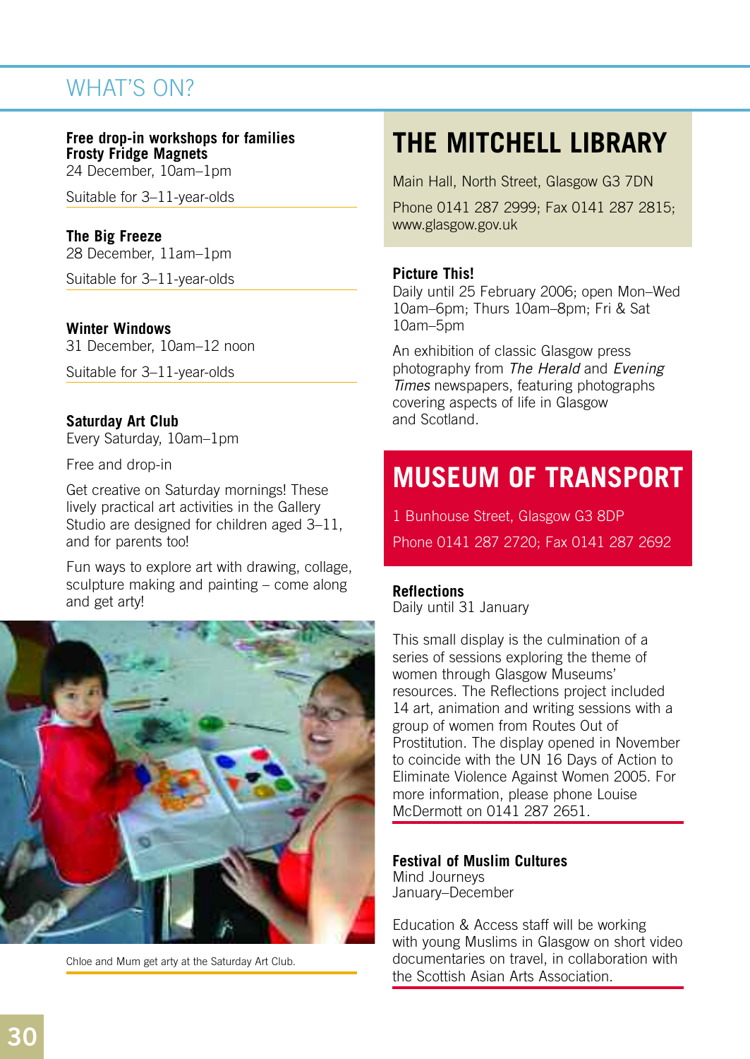## WHAT'S ON?

**Free drop-in workshops for families**
**Frosty Fridge Magnets**
24 December, 10am–1pm

Suitable for 3–11-year-olds

**The Big Freeze**
28 December, 11am–1pm

Suitable for 3–11-year-olds

**Winter Windows**
31 December, 10am–12 noon

Suitable for 3–11-year-olds

**Saturday Art Club**
Every Saturday, 10am–1pm

Free and drop-in

Get creative on Saturday mornings! These lively practical art activities in the Gallery Studio are designed for children aged 3–11, and for parents too!

Fun ways to explore art with drawing, collage, sculpture making and painting – come along and get arty!

Chloe and Mum get arty at the Saturday Art Club.

# THE MITCHELL LIBRARY

Main Hall, North Street, Glasgow G3 7DN

Phone 0141 287 2999; Fax 0141 287 2815; www.glasgow.gov.uk

**Picture This!**
Daily until 25 February 2006; open Mon–Wed 10am–6pm; Thurs 10am–8pm; Fri & Sat 10am–5pm

An exhibition of classic Glasgow press photography from *The Herald* and *Evening Times* newspapers, featuring photographs covering aspects of life in Glasgow and Scotland.

# MUSEUM OF TRANSPORT

1 Bunhouse Street, Glasgow G3 8DP

Phone 0141 287 2720; Fax 0141 287 2692

**Reflections**
Daily until 31 January

This small display is the culmination of a series of sessions exploring the theme of women through Glasgow Museums' resources. The Reflections project included 14 art, animation and writing sessions with a group of women from Routes Out of Prostitution. The display opened in November to coincide with the UN 16 Days of Action to Eliminate Violence Against Women 2005. For more information, please phone Louise McDermott on 0141 287 2651.

**Festival of Muslim Cultures**
Mind Journeys
January–December

Education & Access staff will be working with young Muslims in Glasgow on short video documentaries on travel, in collaboration with the Scottish Asian Arts Association.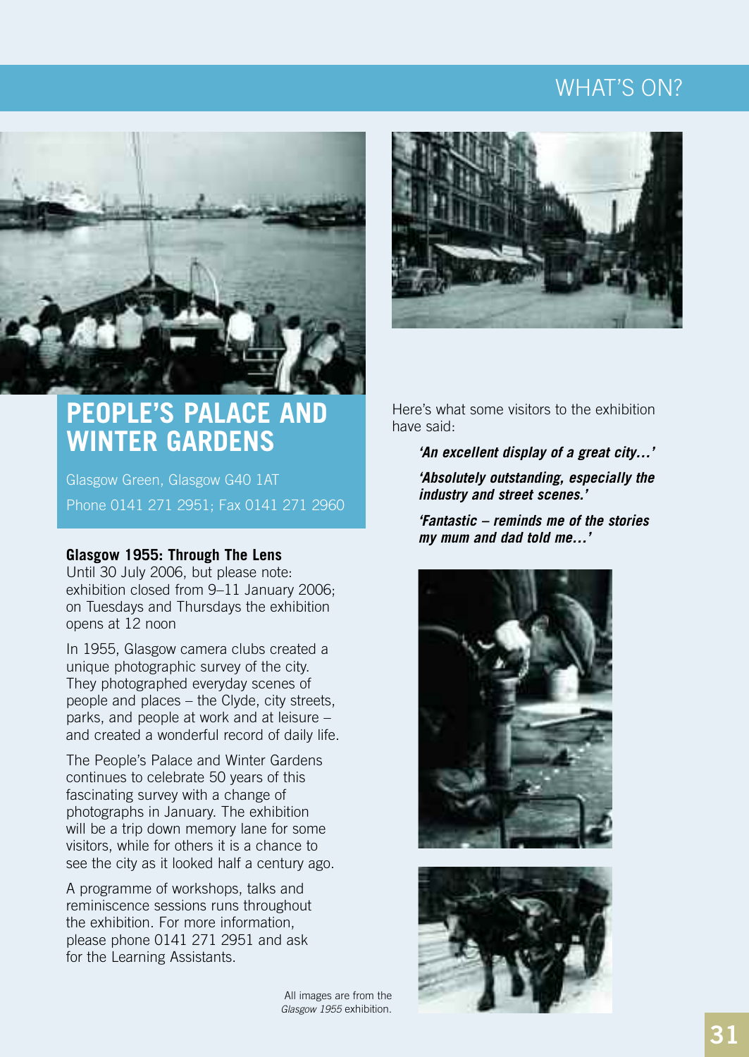# PEOPLE'S PALACE AND WINTER GARDENS

Glasgow Green, Glasgow G40 1AT

Phone 0141 271 2951; Fax 0141 271 2960

**Glasgow 1955: Through The Lens**

Until 30 July 2006, but please note: exhibition closed from 9–11 January 2006; on Tuesdays and Thursdays the exhibition opens at 12 noon

In 1955, Glasgow camera clubs created a unique photographic survey of the city. They photographed everyday scenes of people and places – the Clyde, city streets, parks, and people at work and at leisure – and created a wonderful record of daily life.

The People's Palace and Winter Gardens continues to celebrate 50 years of this fascinating survey with a change of photographs in January. The exhibition will be a trip down memory lane for some visitors, while for others it is a chance to see the city as it looked half a century ago.

A programme of workshops, talks and reminiscence sessions runs throughout the exhibition. For more information, please phone 0141 271 2951 and ask for the Learning Assistants.

Here's what some visitors to the exhibition have said:

> ***'An excellent display of a great city…'***
>
> ***'Absolutely outstanding, especially the industry and street scenes.'***
>
> ***'Fantastic – reminds me of the stories my mum and dad told me…'***

All images are from the *Glasgow 1955* exhibition.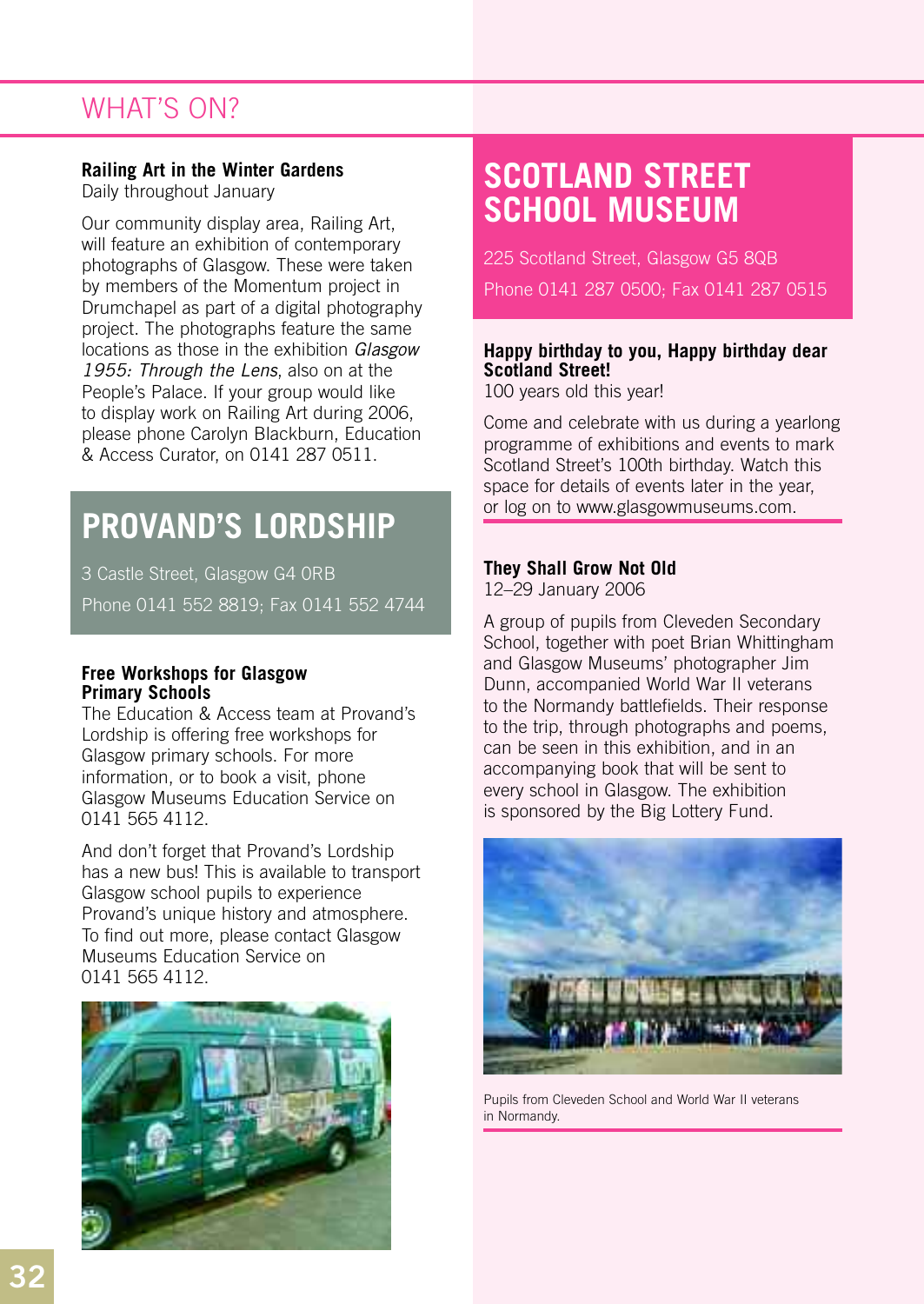# WHAT'S ON?

### Railing Art in the Winter Gardens

Daily throughout January

Our community display area, Railing Art, will feature an exhibition of contemporary photographs of Glasgow. These were taken by members of the Momentum project in Drumchapel as part of a digital photography project. The photographs feature the same locations as those in the exhibition *Glasgow 1955: Through the Lens*, also on at the People's Palace. If your group would like to display work on Railing Art during 2006, please phone Carolyn Blackburn, Education & Access Curator, on 0141 287 0511.

## PROVAND'S LORDSHIP

3 Castle Street, Glasgow G4 0RB

Phone 0141 552 8819; Fax 0141 552 4744

### Free Workshops for Glasgow Primary Schools

The Education & Access team at Provand's Lordship is offering free workshops for Glasgow primary schools. For more information, or to book a visit, phone Glasgow Museums Education Service on 0141 565 4112.

And don't forget that Provand's Lordship has a new bus! This is available to transport Glasgow school pupils to experience Provand's unique history and atmosphere. To find out more, please contact Glasgow Museums Education Service on 0141 565 4112.

## SCOTLAND STREET SCHOOL MUSEUM

225 Scotland Street, Glasgow G5 8QB

Phone 0141 287 0500; Fax 0141 287 0515

### Happy birthday to you, Happy birthday dear Scotland Street!

100 years old this year!

Come and celebrate with us during a yearlong programme of exhibitions and events to mark Scotland Street's 100th birthday. Watch this space for details of events later in the year, or log on to www.glasgowmuseums.com.

### They Shall Grow Not Old

12–29 January 2006

A group of pupils from Cleveden Secondary School, together with poet Brian Whittingham and Glasgow Museums' photographer Jim Dunn, accompanied World War II veterans to the Normandy battlefields. Their response to the trip, through photographs and poems, can be seen in this exhibition, and in an accompanying book that will be sent to every school in Glasgow. The exhibition is sponsored by the Big Lottery Fund.

Pupils from Cleveden School and World War II veterans in Normandy.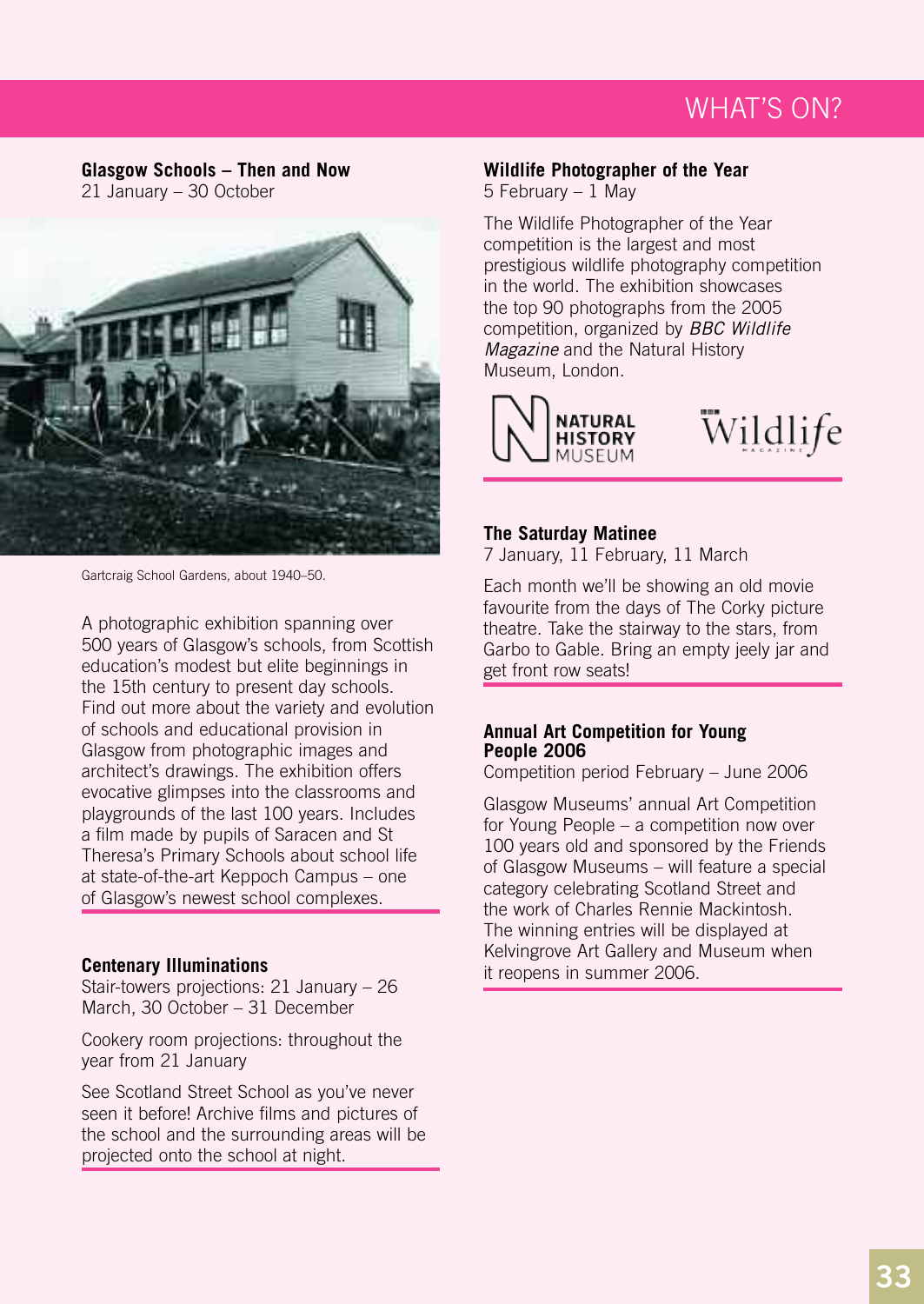# WHAT'S ON?

## Glasgow Schools – Then and Now

21 January – 30 October

Gartcraig School Gardens, about 1940–50.

A photographic exhibition spanning over 500 years of Glasgow's schools, from Scottish education's modest but elite beginnings in the 15th century to present day schools. Find out more about the variety and evolution of schools and educational provision in Glasgow from photographic images and architect's drawings. The exhibition offers evocative glimpses into the classrooms and playgrounds of the last 100 years. Includes a film made by pupils of Saracen and St Theresa's Primary Schools about school life at state-of-the-art Keppoch Campus – one of Glasgow's newest school complexes.

## Centenary Illuminations

Stair-towers projections: 21 January – 26 March, 30 October – 31 December

Cookery room projections: throughout the year from 21 January

See Scotland Street School as you've never seen it before! Archive films and pictures of the school and the surrounding areas will be projected onto the school at night.

## Wildlife Photographer of the Year

5 February – 1 May

The Wildlife Photographer of the Year competition is the largest and most prestigious wildlife photography competition in the world. The exhibition showcases the top 90 photographs from the 2005 competition, organized by *BBC Wildlife Magazine* and the Natural History Museum, London.

NATURAL HISTORY MUSEUM

Wildlife MAGAZINE

## The Saturday Matinee

7 January, 11 February, 11 March

Each month we'll be showing an old movie favourite from the days of The Corky picture theatre. Take the stairway to the stars, from Garbo to Gable. Bring an empty jeely jar and get front row seats!

## Annual Art Competition for Young People 2006

Competition period February – June 2006

Glasgow Museums' annual Art Competition for Young People – a competition now over 100 years old and sponsored by the Friends of Glasgow Museums – will feature a special category celebrating Scotland Street and the work of Charles Rennie Mackintosh. The winning entries will be displayed at Kelvingrove Art Gallery and Museum when it reopens in summer 2006.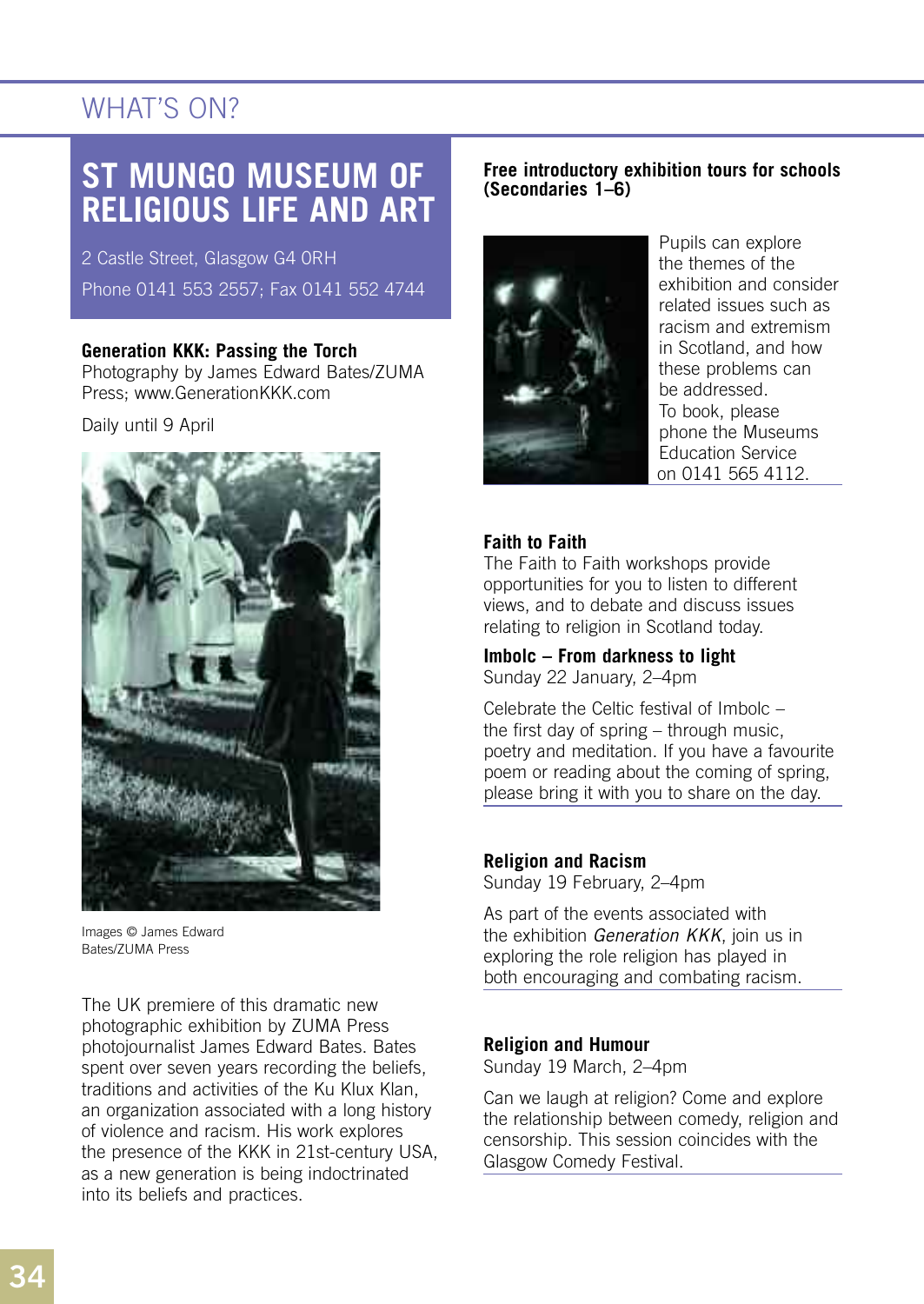# ST MUNGO MUSEUM OF RELIGIOUS LIFE AND ART

2 Castle Street, Glasgow G4 0RH

Phone 0141 553 2557; Fax 0141 552 4744

**Generation KKK: Passing the Torch**
Photography by James Edward Bates/ZUMA Press; www.GenerationKKK.com

Daily until 9 April

Images © James Edward Bates/ZUMA Press

The UK premiere of this dramatic new photographic exhibition by ZUMA Press photojournalist James Edward Bates. Bates spent over seven years recording the beliefs, traditions and activities of the Ku Klux Klan, an organization associated with a long history of violence and racism. His work explores the presence of the KKK in 21st-century USA, as a new generation is being indoctrinated into its beliefs and practices.

**Free introductory exhibition tours for schools (Secondaries 1–6)**

Pupils can explore the themes of the exhibition and consider related issues such as racism and extremism in Scotland, and how these problems can be addressed.
To book, please phone the Museums Education Service on 0141 565 4112.

**Faith to Faith**
The Faith to Faith workshops provide opportunities for you to listen to different views, and to debate and discuss issues relating to religion in Scotland today.

**Imbolc – From darkness to light**
Sunday 22 January, 2–4pm

Celebrate the Celtic festival of Imbolc – the first day of spring – through music, poetry and meditation. If you have a favourite poem or reading about the coming of spring, please bring it with you to share on the day.

**Religion and Racism**
Sunday 19 February, 2–4pm

As part of the events associated with the exhibition *Generation KKK*, join us in exploring the role religion has played in both encouraging and combating racism.

**Religion and Humour**
Sunday 19 March, 2–4pm

Can we laugh at religion? Come and explore the relationship between comedy, religion and censorship. This session coincides with the Glasgow Comedy Festival.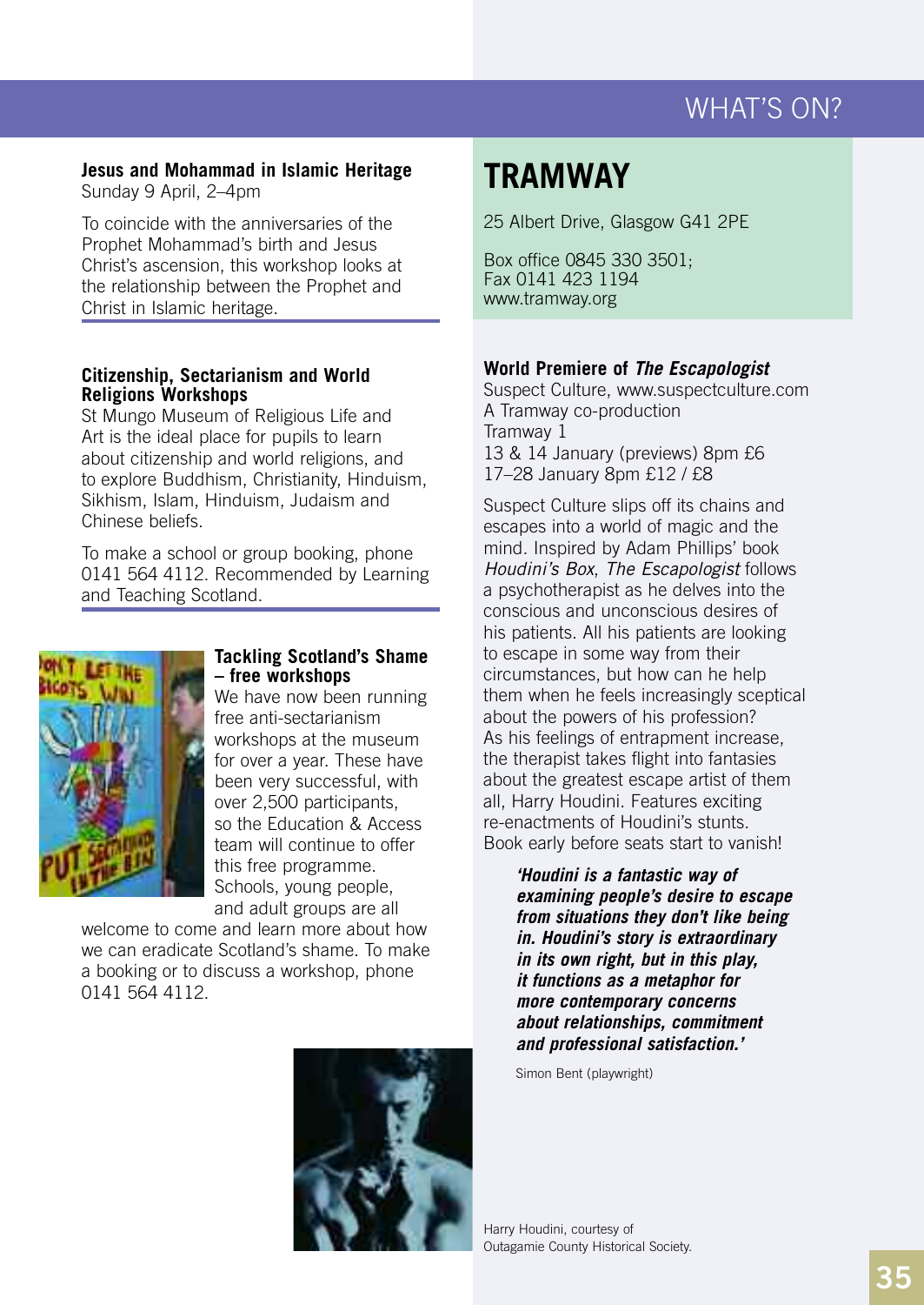**Jesus and Mohammad in Islamic Heritage**
Sunday 9 April, 2–4pm

To coincide with the anniversaries of the Prophet Mohammad's birth and Jesus Christ's ascension, this workshop looks at the relationship between the Prophet and Christ in Islamic heritage.

**Citizenship, Sectarianism and World Religions Workshops**
St Mungo Museum of Religious Life and Art is the ideal place for pupils to learn about citizenship and world religions, and to explore Buddhism, Christianity, Hinduism, Sikhism, Islam, Hinduism, Judaism and Chinese beliefs.

To make a school or group booking, phone 0141 564 4112. Recommended by Learning and Teaching Scotland.

**Tackling Scotland's Shame – free workshops**
We have now been running free anti-sectarianism workshops at the museum for over a year. These have been very successful, with over 2,500 participants, so the Education & Access team will continue to offer this free programme. Schools, young people, and adult groups are all welcome to come and learn more about how we can eradicate Scotland's shame. To make a booking or to discuss a workshop, phone 0141 564 4112.

# TRAMWAY

25 Albert Drive, Glasgow G41 2PE

Box office 0845 330 3501;
Fax 0141 423 1194
www.tramway.org

**World Premiere of *The Escapologist***
Suspect Culture, www.suspectculture.com
A Tramway co-production
Tramway 1
13 & 14 January (previews) 8pm £6
17–28 January 8pm £12 / £8

Suspect Culture slips off its chains and escapes into a world of magic and the mind. Inspired by Adam Phillips' book *Houdini's Box*, *The Escapologist* follows a psychotherapist as he delves into the conscious and unconscious desires of his patients. All his patients are looking to escape in some way from their circumstances, but how can he help them when he feels increasingly sceptical about the powers of his profession? As his feelings of entrapment increase, the therapist takes flight into fantasies about the greatest escape artist of them all, Harry Houdini. Features exciting re-enactments of Houdini's stunts. Book early before seats start to vanish!

> ***'Houdini is a fantastic way of examining people's desire to escape from situations they don't like being in. Houdini's story is extraordinary in its own right, but in this play, it functions as a metaphor for more contemporary concerns about relationships, commitment and professional satisfaction.'***
>
> Simon Bent (playwright)

Harry Houdini, courtesy of Outagamie County Historical Society.